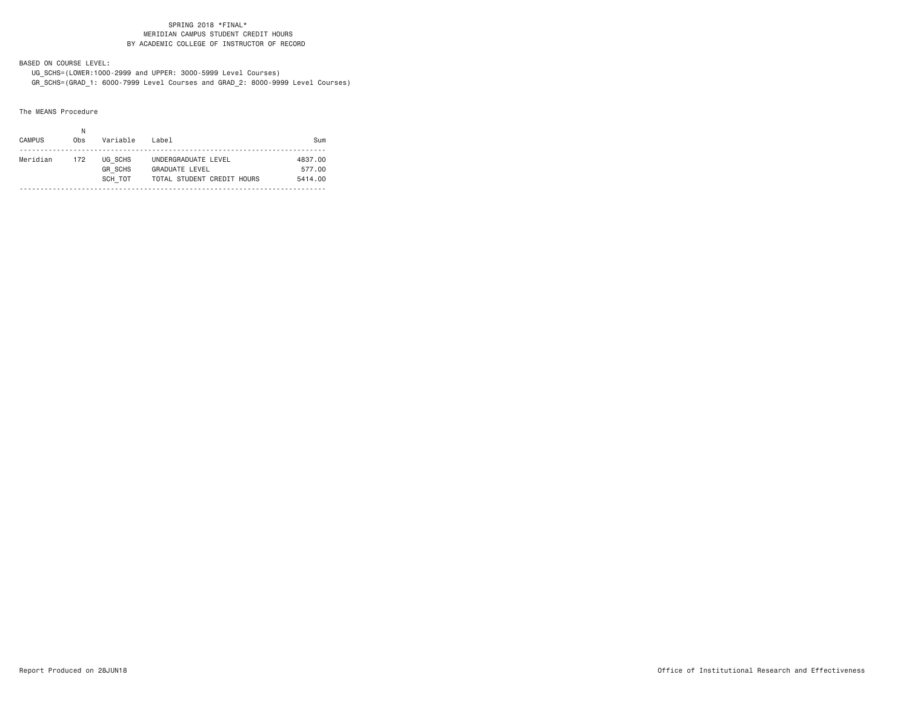SPRING 2018 *FINAL*
MERIDIAN CAMPUS STUDENT CREDIT HOURS
BY ACADEMIC COLLEGE OF INSTRUCTOR OF RECORD

BASED ON COURSE LEVEL:

UG_SCHS=(LOWER:1000-2999 and UPPER: 3000-5999 Level Courses)
GR_SCHS=(GRAD_1: 6000-7999 Level Courses and GRAD_2: 8000-9999 Level Courses)

The MEANS Procedure

| CAMPUS | N Obs | Variable | Label | Sum |
|---|---|---|---|---|
| Meridian | 172 | UG_SCHS | UNDERGRADUATE LEVEL | 4837.00 |
| | | GR_SCHS | GRADUATE LEVEL | 577.00 |
| | | SCH_TOT | TOTAL STUDENT CREDIT HOURS | 5414.00 |

Report Produced on 28JUN18

Office of Institutional Research and Effectiveness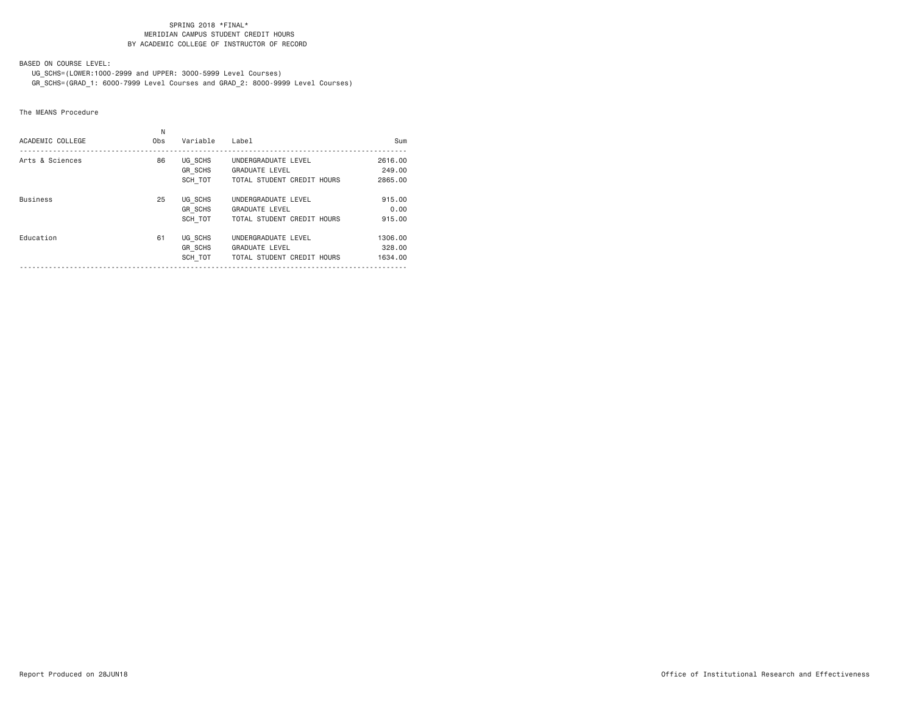SPRING 2018 *FINAL*
MERIDIAN CAMPUS STUDENT CREDIT HOURS
BY ACADEMIC COLLEGE OF INSTRUCTOR OF RECORD

BASED ON COURSE LEVEL:
UG_SCHS=(LOWER:1000-2999 and UPPER: 3000-5999 Level Courses)
GR_SCHS=(GRAD_1: 6000-7999 Level Courses and GRAD_2: 8000-9999 Level Courses)

The MEANS Procedure

| ACADEMIC COLLEGE | N Obs | Variable | Label | Sum |
|---|---|---|---|---|
| Arts & Sciences | 86 | UG_SCHS | UNDERGRADUATE LEVEL | 2616.00 |
| | | GR_SCHS | GRADUATE LEVEL | 249.00 |
| | | SCH_TOT | TOTAL STUDENT CREDIT HOURS | 2865.00 |
| Business | 25 | UG_SCHS | UNDERGRADUATE LEVEL | 915.00 |
| | | GR_SCHS | GRADUATE LEVEL | 0.00 |
| | | SCH_TOT | TOTAL STUDENT CREDIT HOURS | 915.00 |
| Education | 61 | UG_SCHS | UNDERGRADUATE LEVEL | 1306.00 |
| | | GR_SCHS | GRADUATE LEVEL | 328.00 |
| | | SCH_TOT | TOTAL STUDENT CREDIT HOURS | 1634.00 |

Report Produced on 28JUN18

Office of Institutional Research and Effectiveness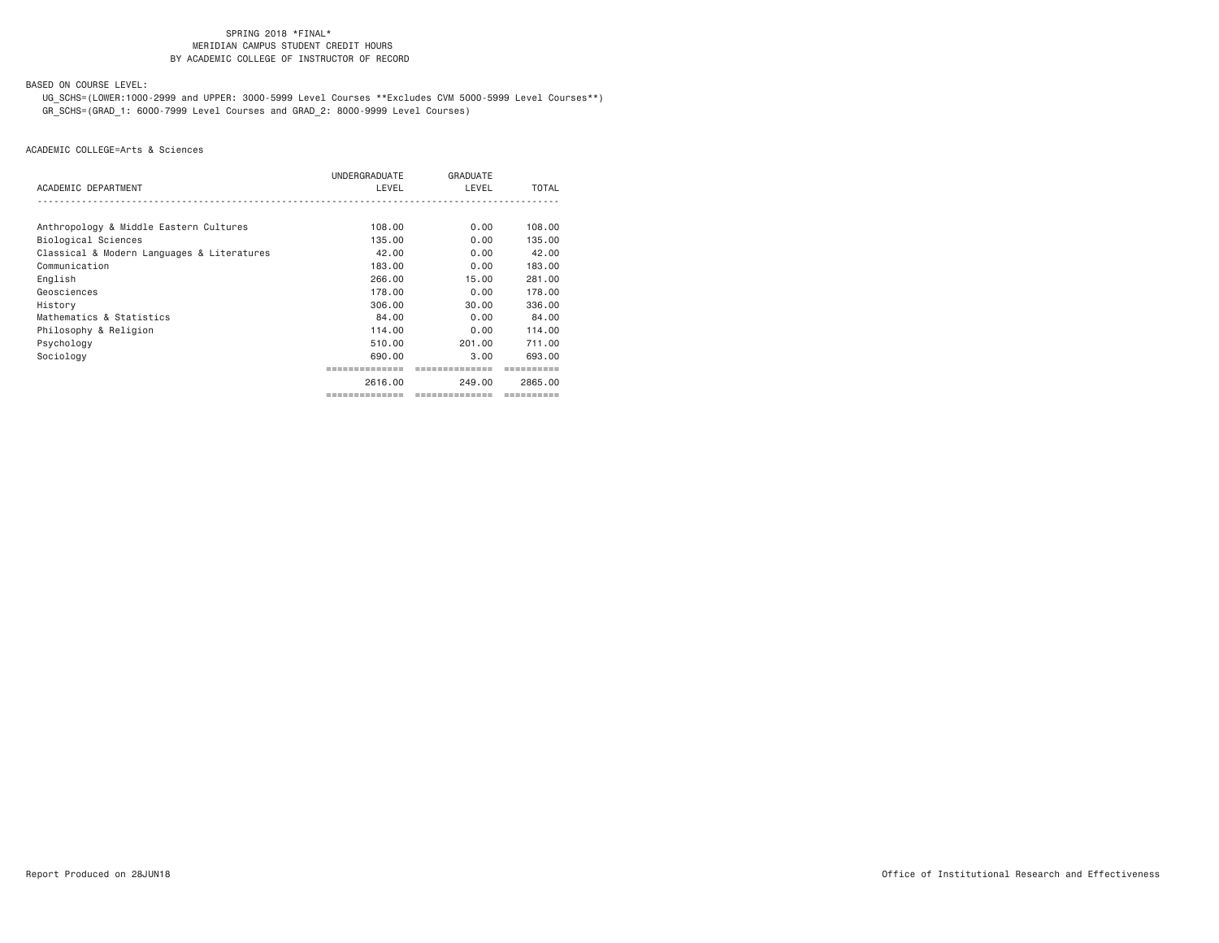SPRING 2018 *FINAL*
MERIDIAN CAMPUS STUDENT CREDIT HOURS
BY ACADEMIC COLLEGE OF INSTRUCTOR OF RECORD

BASED ON COURSE LEVEL:
UG_SCHS=(LOWER:1000-2999 and UPPER: 3000-5999 Level Courses **Excludes CVM 5000-5999 Level Courses**)
GR_SCHS=(GRAD_1: 6000-7999 Level Courses and GRAD_2: 8000-9999 Level Courses)

ACADEMIC COLLEGE=Arts & Sciences

| ACADEMIC DEPARTMENT | UNDERGRADUATE LEVEL | GRADUATE LEVEL | TOTAL |
|---|---|---|---|
| Anthropology & Middle Eastern Cultures | 108.00 | 0.00 | 108.00 |
| Biological Sciences | 135.00 | 0.00 | 135.00 |
| Classical & Modern Languages & Literatures | 42.00 | 0.00 | 42.00 |
| Communication | 183.00 | 0.00 | 183.00 |
| English | 266.00 | 15.00 | 281.00 |
| Geosciences | 178.00 | 0.00 | 178.00 |
| History | 306.00 | 30.00 | 336.00 |
| Mathematics & Statistics | 84.00 | 0.00 | 84.00 |
| Philosophy & Religion | 114.00 | 0.00 | 114.00 |
| Psychology | 510.00 | 201.00 | 711.00 |
| Sociology | 690.00 | 3.00 | 693.00 |
| | 2616.00 | 249.00 | 2865.00 |

Report Produced on 28JUN18

Office of Institutional Research and Effectiveness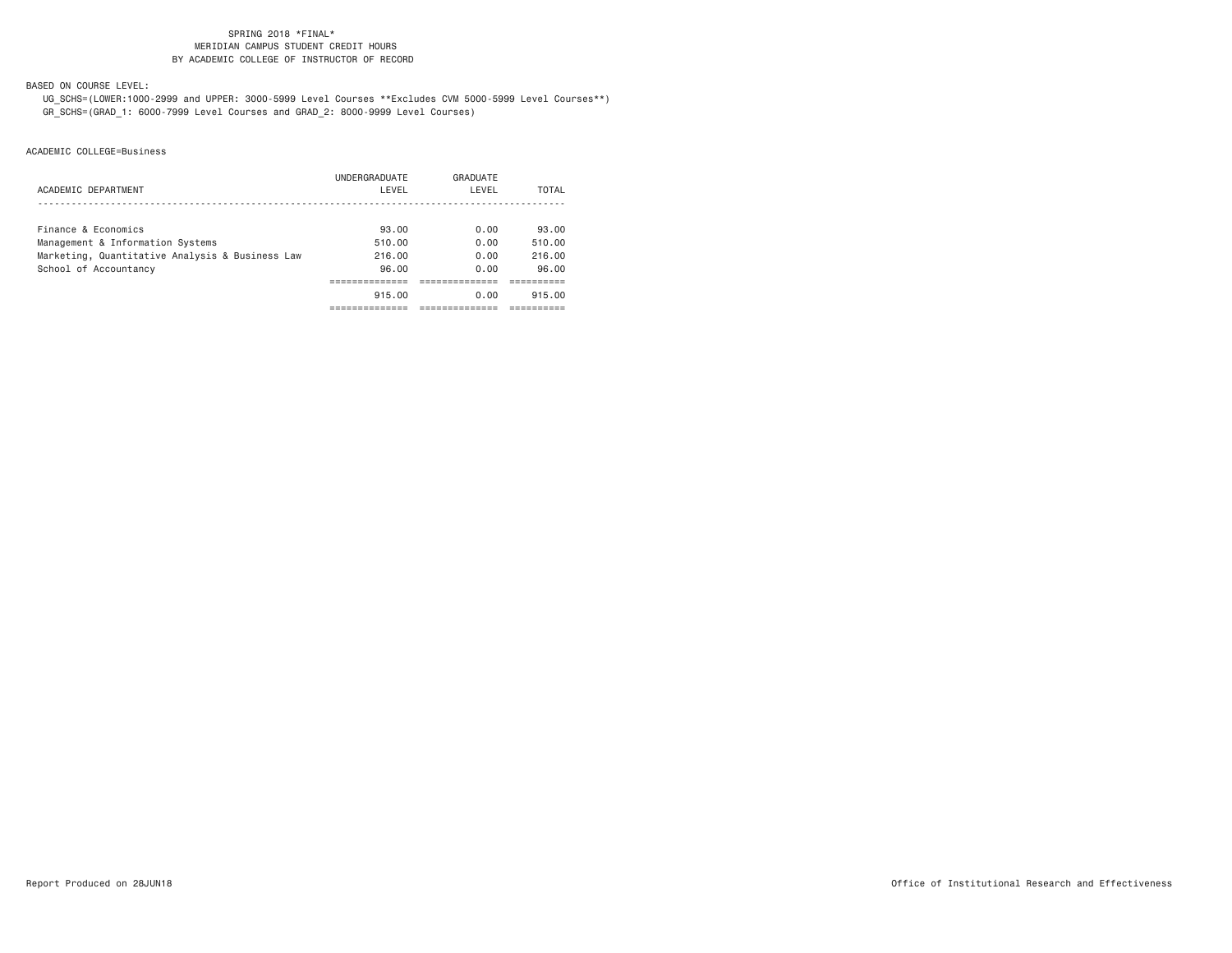SPRING 2018 *FINAL*
MERIDIAN CAMPUS STUDENT CREDIT HOURS
BY ACADEMIC COLLEGE OF INSTRUCTOR OF RECORD

BASED ON COURSE LEVEL:

UG_SCHS=(LOWER:1000-2999 and UPPER: 3000-5999 Level Courses **Excludes CVM 5000-5999 Level Courses**)
GR_SCHS=(GRAD_1: 6000-7999 Level Courses and GRAD_2: 8000-9999 Level Courses)

ACADEMIC COLLEGE=Business

| ACADEMIC DEPARTMENT | UNDERGRADUATE LEVEL | GRADUATE LEVEL | TOTAL |
|---|---|---|---|
| Finance & Economics | 93.00 | 0.00 | 93.00 |
| Management & Information Systems | 510.00 | 0.00 | 510.00 |
| Marketing, Quantitative Analysis & Business Law | 216.00 | 0.00 | 216.00 |
| School of Accountancy | 96.00 | 0.00 | 96.00 |
| | 915.00 | 0.00 | 915.00 |

Report Produced on 28JUN18

Office of Institutional Research and Effectiveness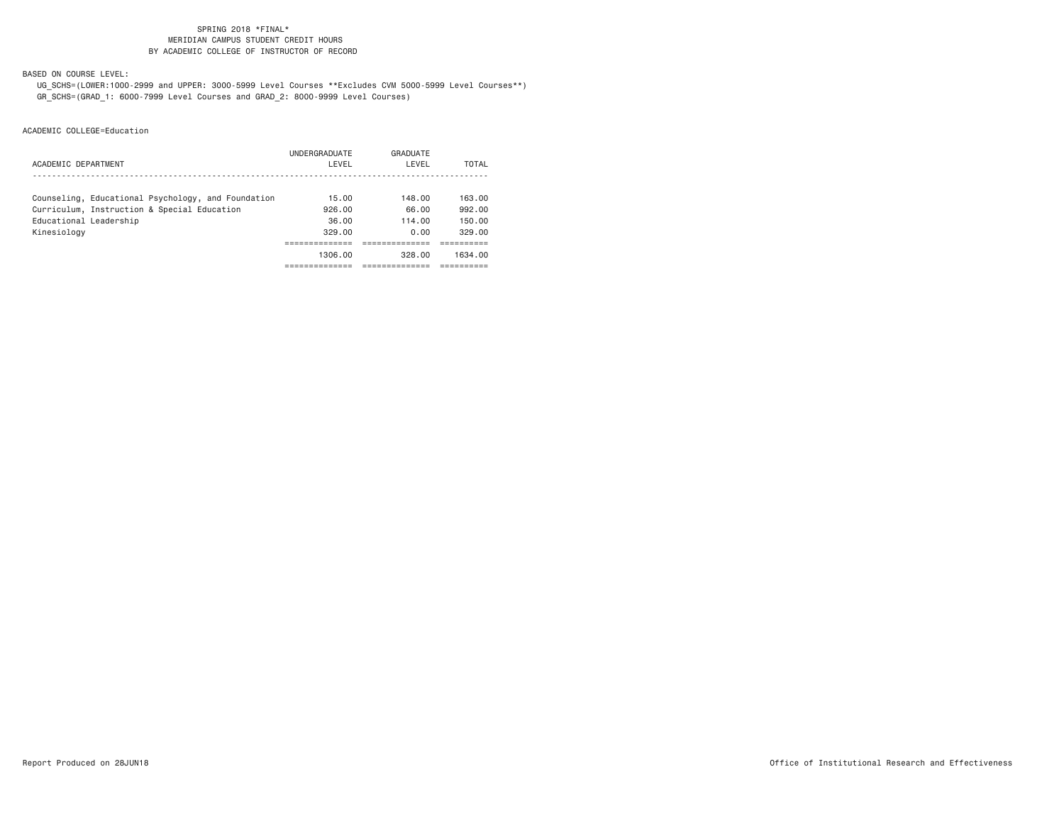SPRING 2018 *FINAL*
MERIDIAN CAMPUS STUDENT CREDIT HOURS
BY ACADEMIC COLLEGE OF INSTRUCTOR OF RECORD

BASED ON COURSE LEVEL:
UG_SCHS=(LOWER:1000-2999 and UPPER: 3000-5999 Level Courses **Excludes CVM 5000-5999 Level Courses**)
GR_SCHS=(GRAD_1: 6000-7999 Level Courses and GRAD_2: 8000-9999 Level Courses)

ACADEMIC COLLEGE=Education

| ACADEMIC DEPARTMENT | UNDERGRADUATE LEVEL | GRADUATE LEVEL | TOTAL |
|---|---|---|---|
| Counseling, Educational Psychology, and Foundation | 15.00 | 148.00 | 163.00 |
| Curriculum, Instruction & Special Education | 926.00 | 66.00 | 992.00 |
| Educational Leadership | 36.00 | 114.00 | 150.00 |
| Kinesiology | 329.00 | 0.00 | 329.00 |
| | 1306.00 | 328.00 | 1634.00 |

Report Produced on 28JUN18

Office of Institutional Research and Effectiveness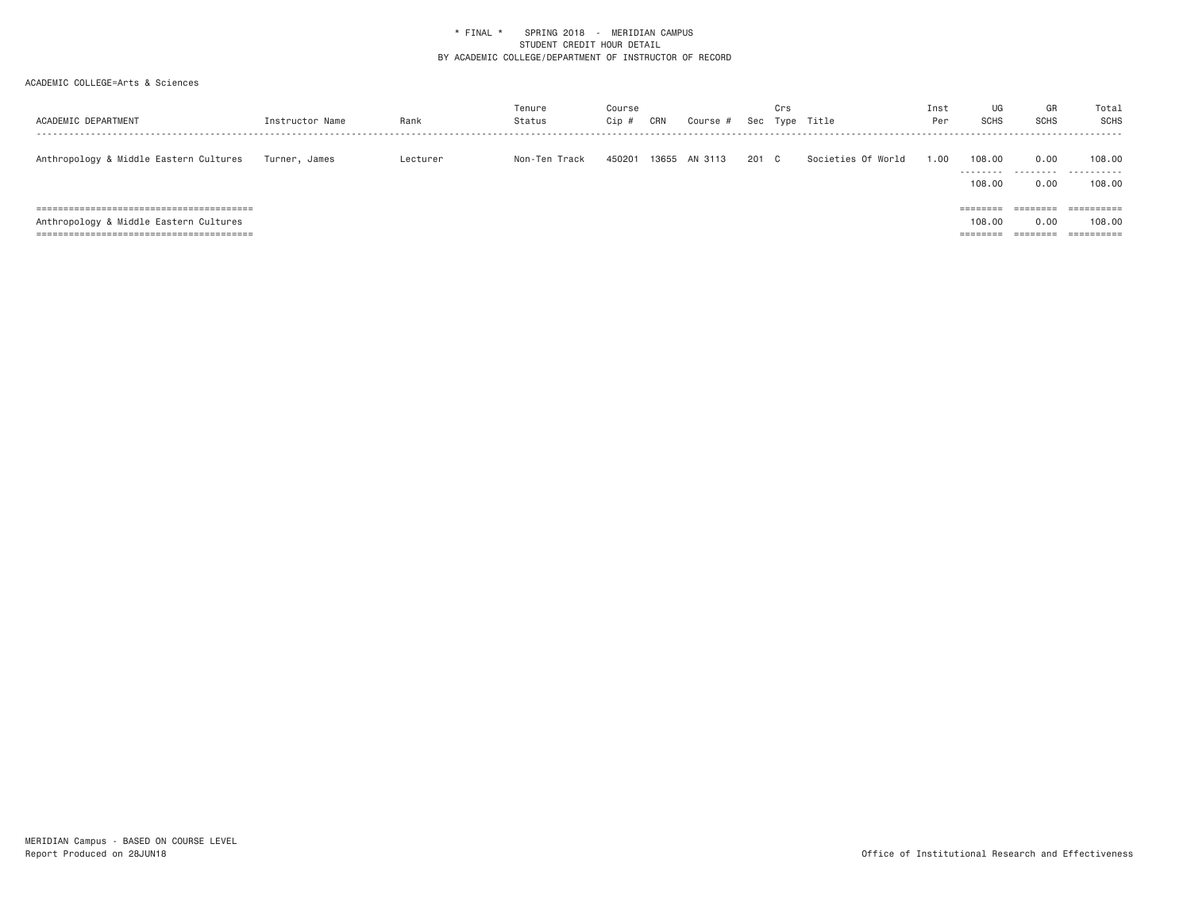\* FINAL \* SPRING 2018 - MERIDIAN CAMPUS
STUDENT CREDIT HOUR DETAIL
BY ACADEMIC COLLEGE/DEPARTMENT OF INSTRUCTOR OF RECORD

ACADEMIC COLLEGE=Arts & Sciences

| ACADEMIC DEPARTMENT | Instructor Name | Rank | Tenure Status | Course Cip # | CRN | Course # | Sec | Crs Type | Title | Inst Per | UG SCHS | GR SCHS | Total SCHS |
|---|---|---|---|---|---|---|---|---|---|---|---|---|---|
| Anthropology & Middle Eastern Cultures | Turner, James | Lecturer | Non-Ten Track | 450201 | 13655 | AN 3113 | 201 | C | Societies Of World | 1.00 | 108.00 | 0.00 | 108.00 |
| | | | | | | | | | | | 108.00 | 0.00 | 108.00 |
| Anthropology & Middle Eastern Cultures | | | | | | | | | | | 108.00 | 0.00 | 108.00 |

MERIDIAN Campus - BASED ON COURSE LEVEL
Report Produced on 28JUN18

Office of Institutional Research and Effectiveness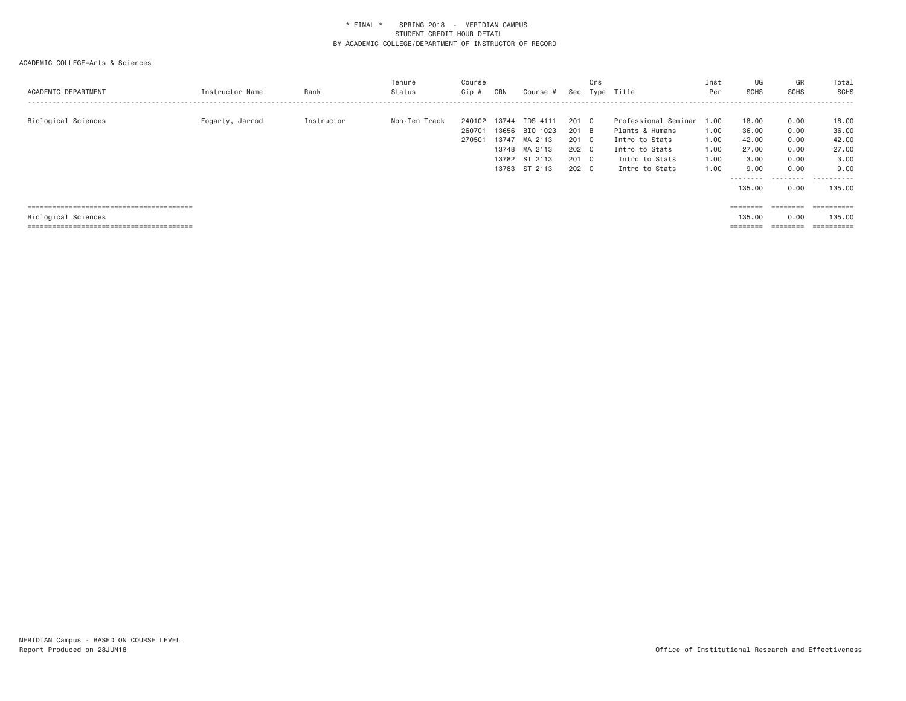\* FINAL \* SPRING 2018 - MERIDIAN CAMPUS
STUDENT CREDIT HOUR DETAIL
BY ACADEMIC COLLEGE/DEPARTMENT OF INSTRUCTOR OF RECORD

ACADEMIC COLLEGE=Arts & Sciences

| ACADEMIC DEPARTMENT | Instructor Name | Rank | Tenure Status | Course Cip # | CRN | Course # | Sec | Crs Type | Title | Inst Per | UG SCHS | GR SCHS | Total SCHS |
|---|---|---|---|---|---|---|---|---|---|---|---|---|---|
| Biological Sciences | Fogarty, Jarrod | Instructor | Non-Ten Track | 240102 | 13744 | IDS 4111 | 201 | C | Professional Seminar | 1.00 | 18.00 | 0.00 | 18.00 |
| | | | | 260701 | 13656 | BIO 1023 | 201 | B | Plants & Humans | 1.00 | 36.00 | 0.00 | 36.00 |
| | | | | 270501 | 13747 | MA 2113 | 201 | C | Intro to Stats | 1.00 | 42.00 | 0.00 | 42.00 |
| | | | | | 13748 | MA 2113 | 202 | C | Intro to Stats | 1.00 | 27.00 | 0.00 | 27.00 |
| | | | | | 13782 | ST 2113 | 201 | C | Intro to Stats | 1.00 | 3.00 | 0.00 | 3.00 |
| | | | | | 13783 | ST 2113 | 202 | C | Intro to Stats | 1.00 | 9.00 | 0.00 | 9.00 |
| | | | | | | | | | | | 135.00 | 0.00 | 135.00 |
| Biological Sciences | | | | | | | | | | | 135.00 | 0.00 | 135.00 |

MERIDIAN Campus - BASED ON COURSE LEVEL
Report Produced on 28JUN18

Office of Institutional Research and Effectiveness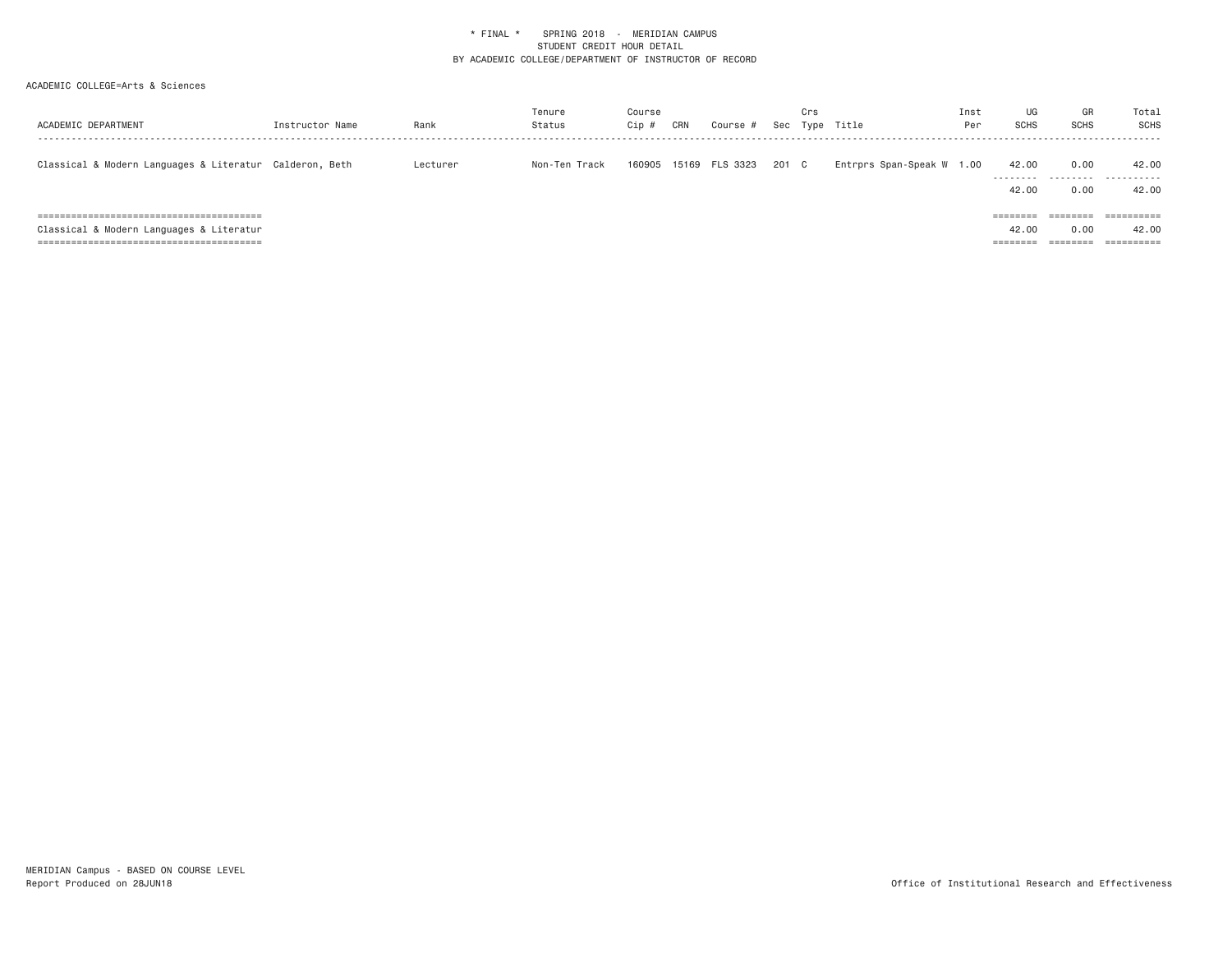\* FINAL \* SPRING 2018 - MERIDIAN CAMPUS
STUDENT CREDIT HOUR DETAIL
BY ACADEMIC COLLEGE/DEPARTMENT OF INSTRUCTOR OF RECORD

ACADEMIC COLLEGE=Arts & Sciences

| ACADEMIC DEPARTMENT | Instructor Name | Rank | Tenure Status | Course Cip # | CRN | Course # | Sec | Crs Type | Title | Inst Per | UG SCHS | GR SCHS | Total SCHS |
|---|---|---|---|---|---|---|---|---|---|---|---|---|---|
| Classical & Modern Languages & Literatur | Calderon, Beth | Lecturer | Non-Ten Track | 160905 | 15169 | FLS 3323 | 201 | C | Entrprs Span-Speak W | 1.00 | 42.00 | 0.00 | 42.00 |
| | | | | | | | | | | | 42.00 | 0.00 | 42.00 |
| Classical & Modern Languages & Literatur | | | | | | | | | | | 42.00 | 0.00 | 42.00 |

MERIDIAN Campus - BASED ON COURSE LEVEL
Report Produced on 28JUN18

Office of Institutional Research and Effectiveness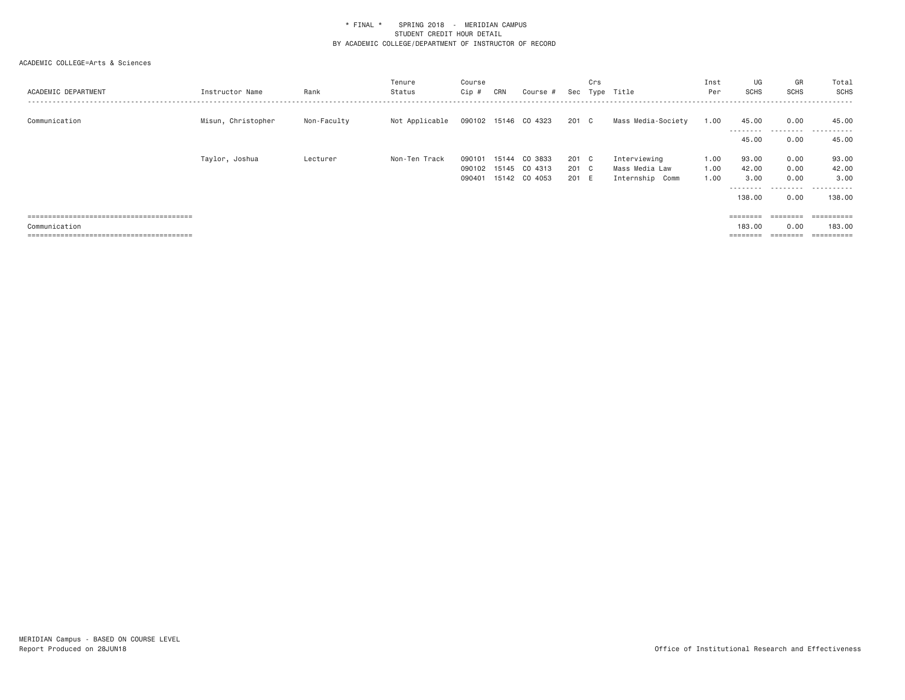\* FINAL \* SPRING 2018 - MERIDIAN CAMPUS
STUDENT CREDIT HOUR DETAIL
BY ACADEMIC COLLEGE/DEPARTMENT OF INSTRUCTOR OF RECORD

ACADEMIC COLLEGE=Arts & Sciences

| ACADEMIC DEPARTMENT | Instructor Name | Rank | Tenure Status | Course Cip # | CRN | Course # | Sec | Crs Type | Title | Inst Per | UG SCHS | GR SCHS | Total SCHS |
|---|---|---|---|---|---|---|---|---|---|---|---|---|---|
| Communication | Misun, Christopher | Non-Faculty | Not Applicable | 090102 | 15146 | CO 4323 | 201 | C | Mass Media-Society | 1.00 | 45.00 | 0.00 | 45.00 |
| | | | | | | | | | | | 45.00 | 0.00 | 45.00 |
| | Taylor, Joshua | Lecturer | Non-Ten Track | 090101 | 15144 | CO 3833 | 201 | C | Interviewing | 1.00 | 93.00 | 0.00 | 93.00 |
| | | | | 090102 | 15145 | CO 4313 | 201 | C | Mass Media Law | 1.00 | 42.00 | 0.00 | 42.00 |
| | | | | 090401 | 15142 | CO 4053 | 201 | E | Internship Comm | 1.00 | 3.00 | 0.00 | 3.00 |
| | | | | | | | | | | | 138.00 | 0.00 | 138.00 |
| Communication | | | | | | | | | | | 183.00 | 0.00 | 183.00 |

MERIDIAN Campus - BASED ON COURSE LEVEL
Report Produced on 28JUN18

Office of Institutional Research and Effectiveness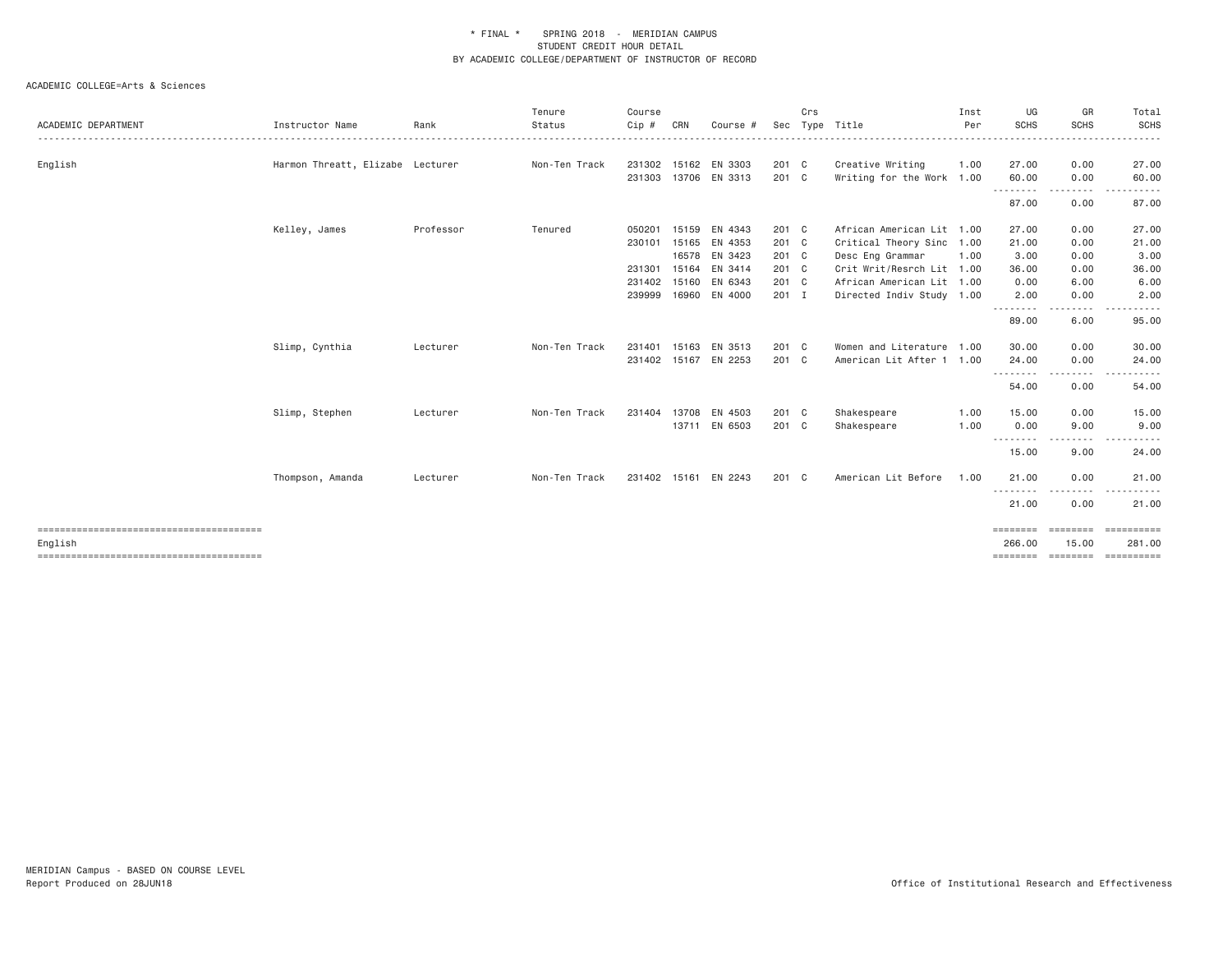\* FINAL \* SPRING 2018 - MERIDIAN CAMPUS
STUDENT CREDIT HOUR DETAIL
BY ACADEMIC COLLEGE/DEPARTMENT OF INSTRUCTOR OF RECORD

ACADEMIC COLLEGE=Arts & Sciences

| ACADEMIC DEPARTMENT | Instructor Name | Rank | Tenure Status | Course Cip # | CRN | Course # | Sec | Crs Type | Title | Inst Per | UG SCHS | GR SCHS | Total SCHS |
|---|---|---|---|---|---|---|---|---|---|---|---|---|---|
| English | Harmon Threatt, Elizabe | Lecturer | Non-Ten Track | 231302 | 15162 | EN 3303 | 201 | C | Creative Writing | 1.00 | 27.00 | 0.00 | 27.00 |
| | | | | 231303 | 13706 | EN 3313 | 201 | C | Writing for the Work | 1.00 | 60.00 | 0.00 | 60.00 |
| | | | | | | | | | | | 87.00 | 0.00 | 87.00 |
| | Kelley, James | Professor | Tenured | 050201 | 15159 | EN 4343 | 201 | C | African American Lit | 1.00 | 27.00 | 0.00 | 27.00 |
| | | | | 230101 | 15165 | EN 4353 | 201 | C | Critical Theory Sinc | 1.00 | 21.00 | 0.00 | 21.00 |
| | | | | | 16578 | EN 3423 | 201 | C | Desc Eng Grammar | 1.00 | 3.00 | 0.00 | 3.00 |
| | | | | 231301 | 15164 | EN 3414 | 201 | C | Crit Writ/Resrch Lit | 1.00 | 36.00 | 0.00 | 36.00 |
| | | | | 231402 | 15160 | EN 6343 | 201 | C | African American Lit | 1.00 | 0.00 | 6.00 | 6.00 |
| | | | | 239999 | 16960 | EN 4000 | 201 | I | Directed Indiv Study | 1.00 | 2.00 | 0.00 | 2.00 |
| | | | | | | | | | | | 89.00 | 6.00 | 95.00 |
| | Slimp, Cynthia | Lecturer | Non-Ten Track | 231401 | 15163 | EN 3513 | 201 | C | Women and Literature | 1.00 | 30.00 | 0.00 | 30.00 |
| | | | | 231402 | 15167 | EN 2253 | 201 | C | American Lit After 1 | 1.00 | 24.00 | 0.00 | 24.00 |
| | | | | | | | | | | | 54.00 | 0.00 | 54.00 |
| | Slimp, Stephen | Lecturer | Non-Ten Track | 231404 | 13708 | EN 4503 | 201 | C | Shakespeare | 1.00 | 15.00 | 0.00 | 15.00 |
| | | | | | 13711 | EN 6503 | 201 | C | Shakespeare | 1.00 | 0.00 | 9.00 | 9.00 |
| | | | | | | | | | | | 15.00 | 9.00 | 24.00 |
| | Thompson, Amanda | Lecturer | Non-Ten Track | 231402 | 15161 | EN 2243 | 201 | C | American Lit Before | 1.00 | 21.00 | 0.00 | 21.00 |
| | | | | | | | | | | | 21.00 | 0.00 | 21.00 |
| English | | | | | | | | | | | 266.00 | 15.00 | 281.00 |

MERIDIAN Campus - BASED ON COURSE LEVEL
Report Produced on 28JUN18

Office of Institutional Research and Effectiveness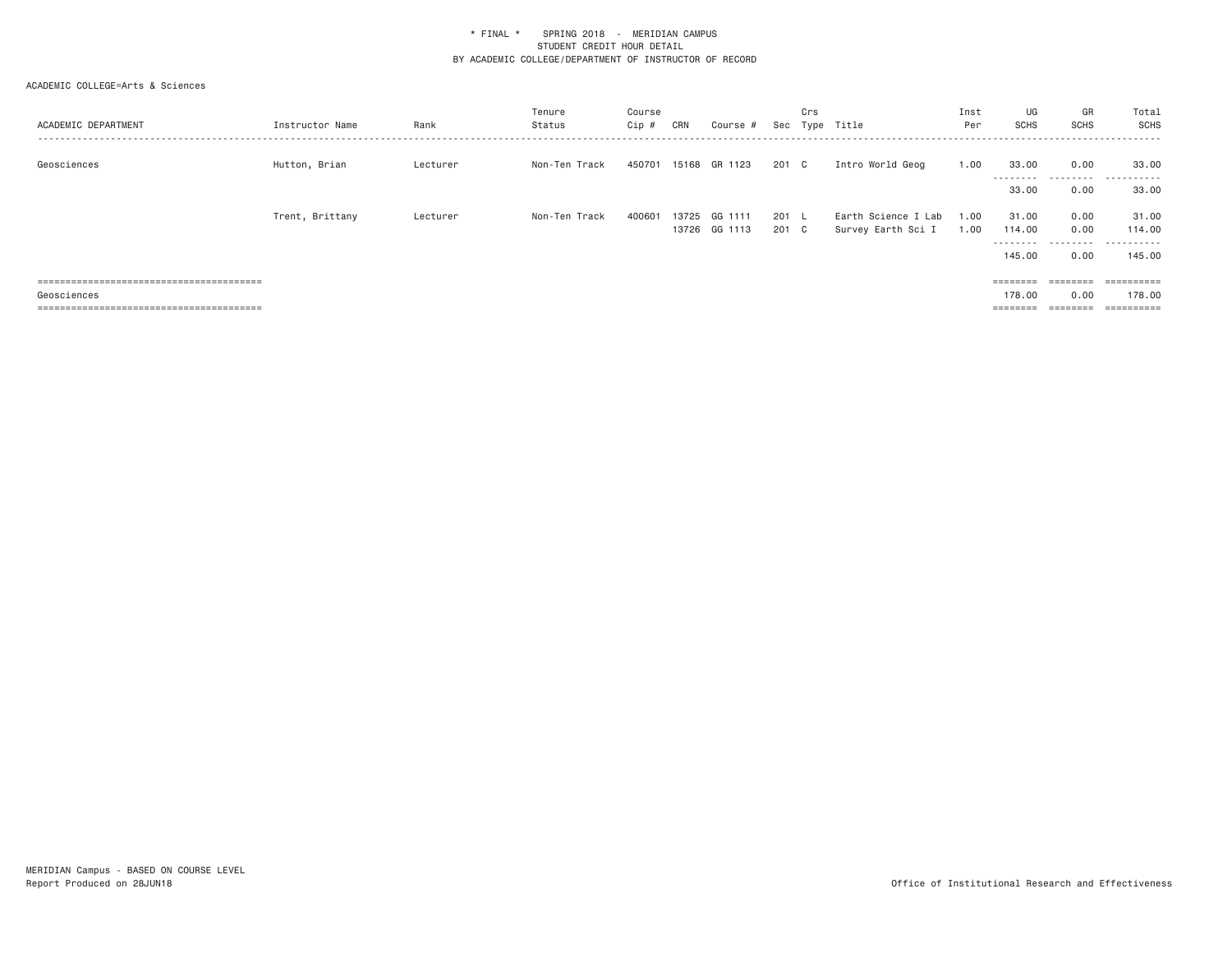\* FINAL \*    SPRING 2018  -  MERIDIAN CAMPUS
STUDENT CREDIT HOUR DETAIL
BY ACADEMIC COLLEGE/DEPARTMENT OF INSTRUCTOR OF RECORD

ACADEMIC COLLEGE=Arts & Sciences

| ACADEMIC DEPARTMENT | Instructor Name | Rank | Tenure Status | Course Cip # | CRN | Course # | Sec | Crs Type | Title | Inst Per | UG SCHS | GR SCHS | Total SCHS |
|---|---|---|---|---|---|---|---|---|---|---|---|---|---|
| Geosciences | Hutton, Brian | Lecturer | Non-Ten Track | 450701 | 15168 | GR 1123 | 201 | C | Intro World Geog | 1.00 | 33.00 | 0.00 | 33.00 |
| | | | | | | | | | | | 33.00 | 0.00 | 33.00 |
| | Trent, Brittany | Lecturer | Non-Ten Track | 400601 | 13725 | GG 1111 | 201 | L | Earth Science I Lab | 1.00 | 31.00 | 0.00 | 31.00 |
| | | | | | 13726 | GG 1113 | 201 | C | Survey Earth Sci I | 1.00 | 114.00 | 0.00 | 114.00 |
| | | | | | | | | | | | 145.00 | 0.00 | 145.00 |
| Geosciences | | | | | | | | | | | 178.00 | 0.00 | 178.00 |

MERIDIAN Campus - BASED ON COURSE LEVEL
Report Produced on 28JUN18

Office of Institutional Research and Effectiveness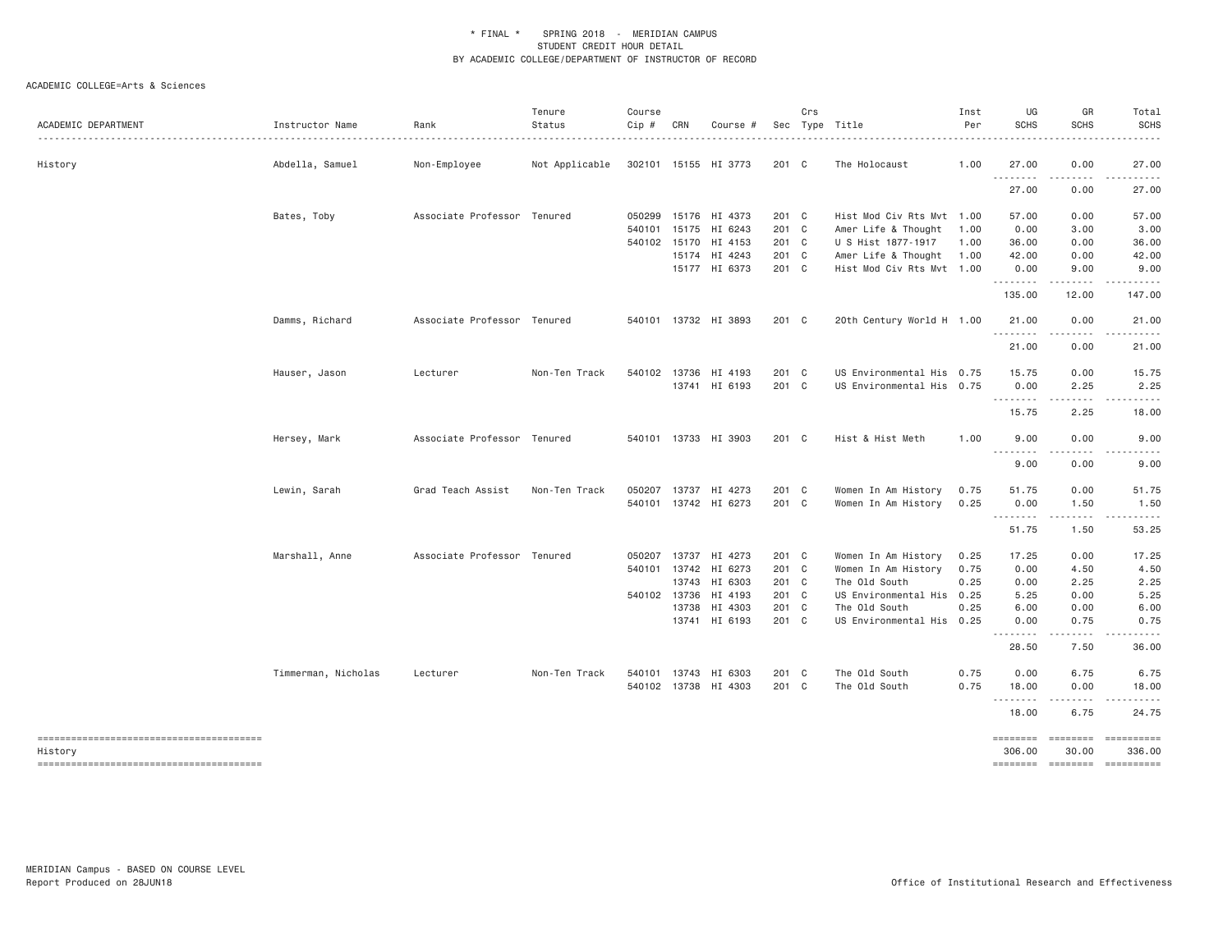\* FINAL \* SPRING 2018 - MERIDIAN CAMPUS
STUDENT CREDIT HOUR DETAIL
BY ACADEMIC COLLEGE/DEPARTMENT OF INSTRUCTOR OF RECORD

ACADEMIC COLLEGE=Arts & Sciences

| ACADEMIC DEPARTMENT | Instructor Name | Rank | Tenure Status | Course Cip # | CRN | Course # | Sec | Crs Type | Title | Inst Per | UG SCHS | GR SCHS | Total SCHS |
|---|---|---|---|---|---|---|---|---|---|---|---|---|---|
| History | Abdella, Samuel | Non-Employee | Not Applicable | 302101 | 15155 | HI 3773 | 201 | C | The Holocaust | 1.00 | 27.00 | 0.00 | 27.00 |
| | | | | | | | | | | | 27.00 | 0.00 | 27.00 |
| | Bates, Toby | Associate Professor | Tenured | 050299 | 15176 | HI 4373 | 201 | C | Hist Mod Civ Rts Mvt | 1.00 | 57.00 | 0.00 | 57.00 |
| | | | | 540101 | 15175 | HI 6243 | 201 | C | Amer Life & Thought | 1.00 | 0.00 | 3.00 | 3.00 |
| | | | | 540102 | 15170 | HI 4153 | 201 | C | U S Hist 1877-1917 | 1.00 | 36.00 | 0.00 | 36.00 |
| | | | | | 15174 | HI 4243 | 201 | C | Amer Life & Thought | 1.00 | 42.00 | 0.00 | 42.00 |
| | | | | | 15177 | HI 6373 | 201 | C | Hist Mod Civ Rts Mvt | 1.00 | 0.00 | 9.00 | 9.00 |
| | | | | | | | | | | | 135.00 | 12.00 | 147.00 |
| | Damms, Richard | Associate Professor | Tenured | 540101 | 13732 | HI 3893 | 201 | C | 20th Century World H | 1.00 | 21.00 | 0.00 | 21.00 |
| | | | | | | | | | | | 21.00 | 0.00 | 21.00 |
| | Hauser, Jason | Lecturer | Non-Ten Track | 540102 | 13736 | HI 4193 | 201 | C | US Environmental His | 0.75 | 15.75 | 0.00 | 15.75 |
| | | | | | 13741 | HI 6193 | 201 | C | US Environmental His | 0.75 | 0.00 | 2.25 | 2.25 |
| | | | | | | | | | | | 15.75 | 2.25 | 18.00 |
| | Hersey, Mark | Associate Professor | Tenured | 540101 | 13733 | HI 3903 | 201 | C | Hist & Hist Meth | 1.00 | 9.00 | 0.00 | 9.00 |
| | | | | | | | | | | | 9.00 | 0.00 | 9.00 |
| | Lewin, Sarah | Grad Teach Assist | Non-Ten Track | 050207 | 13737 | HI 4273 | 201 | C | Women In Am History | 0.75 | 51.75 | 0.00 | 51.75 |
| | | | | 540101 | 13742 | HI 6273 | 201 | C | Women In Am History | 0.25 | 0.00 | 1.50 | 1.50 |
| | | | | | | | | | | | 51.75 | 1.50 | 53.25 |
| | Marshall, Anne | Associate Professor | Tenured | 050207 | 13737 | HI 4273 | 201 | C | Women In Am History | 0.25 | 17.25 | 0.00 | 17.25 |
| | | | | 540101 | 13742 | HI 6273 | 201 | C | Women In Am History | 0.75 | 0.00 | 4.50 | 4.50 |
| | | | | | 13743 | HI 6303 | 201 | C | The Old South | 0.25 | 0.00 | 2.25 | 2.25 |
| | | | | 540102 | 13736 | HI 4193 | 201 | C | US Environmental His | 0.25 | 5.25 | 0.00 | 5.25 |
| | | | | | 13738 | HI 4303 | 201 | C | The Old South | 0.25 | 6.00 | 0.00 | 6.00 |
| | | | | | 13741 | HI 6193 | 201 | C | US Environmental His | 0.25 | 0.00 | 0.75 | 0.75 |
| | | | | | | | | | | | 28.50 | 7.50 | 36.00 |
| | Timmerman, Nicholas | Lecturer | Non-Ten Track | 540101 | 13743 | HI 6303 | 201 | C | The Old South | 0.75 | 0.00 | 6.75 | 6.75 |
| | | | | 540102 | 13738 | HI 4303 | 201 | C | The Old South | 0.75 | 18.00 | 0.00 | 18.00 |
| | | | | | | | | | | | 18.00 | 6.75 | 24.75 |
| History | | | | | | | | | | | 306.00 | 30.00 | 336.00 |

MERIDIAN Campus - BASED ON COURSE LEVEL
Report Produced on 28JUN18

Office of Institutional Research and Effectiveness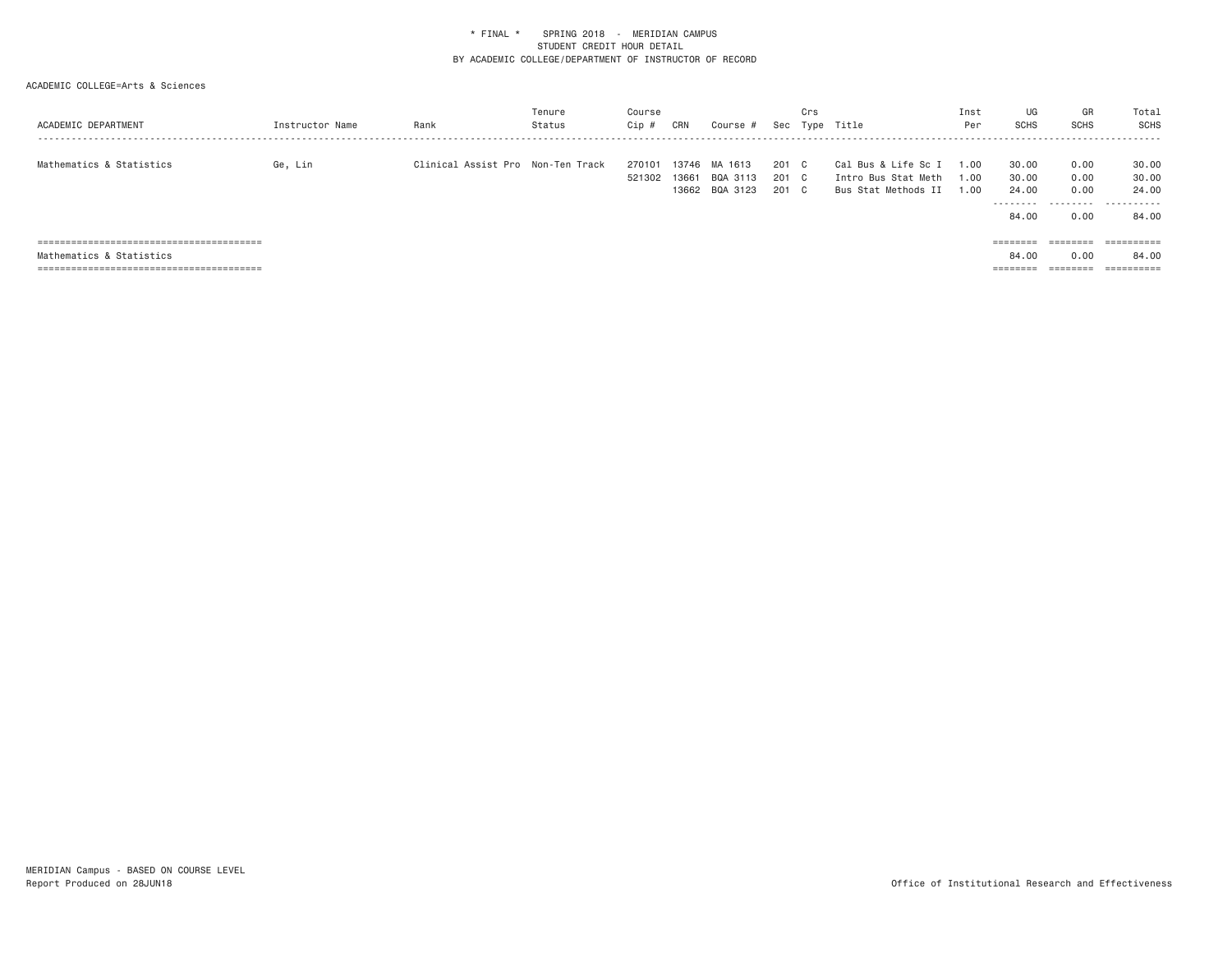\* FINAL \* SPRING 2018 - MERIDIAN CAMPUS
STUDENT CREDIT HOUR DETAIL
BY ACADEMIC COLLEGE/DEPARTMENT OF INSTRUCTOR OF RECORD

ACADEMIC COLLEGE=Arts & Sciences

| ACADEMIC DEPARTMENT | Instructor Name | Rank | Tenure Status | Course Cip # | CRN | Course # | Sec | Crs Type | Title | Inst Per | UG SCHS | GR SCHS | Total SCHS |
|---|---|---|---|---|---|---|---|---|---|---|---|---|---|
| Mathematics & Statistics | Ge, Lin | Clinical Assist Pro | Non-Ten Track | 270101 | 13746 | MA 1613 | 201 | C | Cal Bus & Life Sc I | 1.00 | 30.00 | 0.00 | 30.00 |
| | | | | 521302 | 13661 | BQA 3113 | 201 | C | Intro Bus Stat Meth | 1.00 | 30.00 | 0.00 | 30.00 |
| | | | | | 13662 | BQA 3123 | 201 | C | Bus Stat Methods II | 1.00 | 24.00 | 0.00 | 24.00 |
| | | | | | | | | | | | 84.00 | 0.00 | 84.00 |
| Mathematics & Statistics | | | | | | | | | | | 84.00 | 0.00 | 84.00 |

MERIDIAN Campus - BASED ON COURSE LEVEL
Report Produced on 28JUN18

Office of Institutional Research and Effectiveness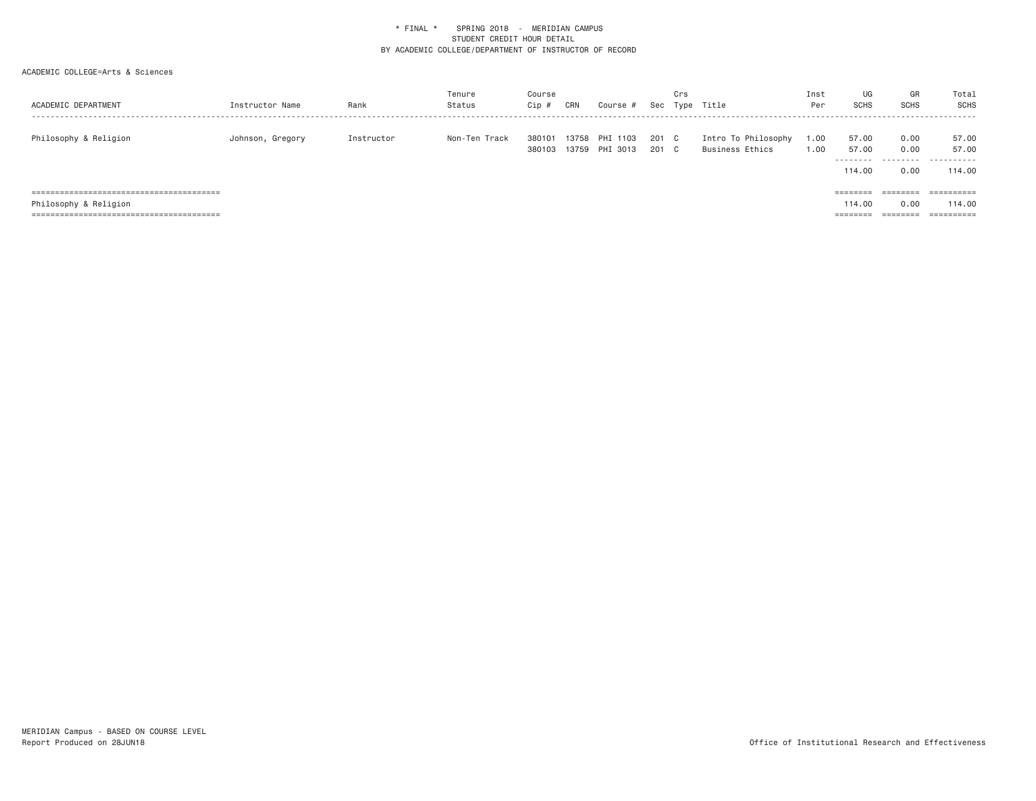\* FINAL \* SPRING 2018 - MERIDIAN CAMPUS
STUDENT CREDIT HOUR DETAIL
BY ACADEMIC COLLEGE/DEPARTMENT OF INSTRUCTOR OF RECORD

ACADEMIC COLLEGE=Arts & Sciences

| ACADEMIC DEPARTMENT | Instructor Name | Rank | Tenure Status | Course Cip # | CRN | Course # | Sec | Crs Type | Title | Inst Per | UG SCHS | GR SCHS | Total SCHS |
|---|---|---|---|---|---|---|---|---|---|---|---|---|---|
| Philosophy & Religion | Johnson, Gregory | Instructor | Non-Ten Track | 380101 | 13758 | PHI 1103 | 201 | C | Intro To Philosophy | 1.00 | 57.00 | 0.00 | 57.00 |
| | | | | 380103 | 13759 | PHI 3013 | 201 | C | Business Ethics | 1.00 | 57.00 | 0.00 | 57.00 |
| | | | | | | | | | | | 114.00 | 0.00 | 114.00 |
| Philosophy & Religion | | | | | | | | | | | 114.00 | 0.00 | 114.00 |

MERIDIAN Campus - BASED ON COURSE LEVEL
Report Produced on 28JUN18

Office of Institutional Research and Effectiveness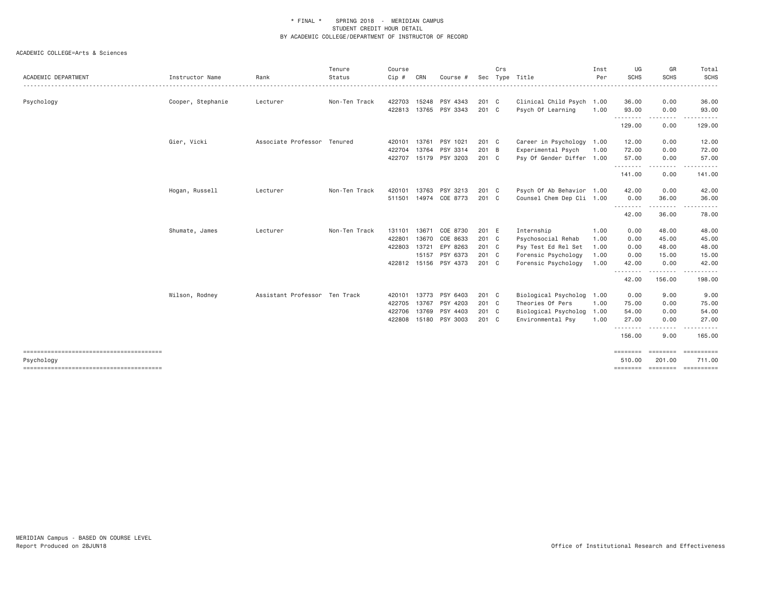\* FINAL \* SPRING 2018 - MERIDIAN CAMPUS
STUDENT CREDIT HOUR DETAIL
BY ACADEMIC COLLEGE/DEPARTMENT OF INSTRUCTOR OF RECORD

ACADEMIC COLLEGE=Arts & Sciences

| ACADEMIC DEPARTMENT | Instructor Name | Rank | Tenure Status | Course Cip # | CRN | Course # | Sec | Crs Type | Title | Inst Per | UG SCHS | GR SCHS | Total SCHS |
|---|---|---|---|---|---|---|---|---|---|---|---|---|---|
| Psychology | Cooper, Stephanie | Lecturer | Non-Ten Track | 422703 | 15248 | PSY 4343 | 201 | C | Clinical Child Psych | 1.00 | 36.00 | 0.00 | 36.00 |
| | | | | 422813 | 13765 | PSY 3343 | 201 | C | Psych Of Learning | 1.00 | 93.00 | 0.00 | 93.00 |
| | | | | | | | | | | | 129.00 | 0.00 | 129.00 |
| | Gier, Vicki | Associate Professor | Tenured | 420101 | 13761 | PSY 1021 | 201 | C | Career in Psychology | 1.00 | 12.00 | 0.00 | 12.00 |
| | | | | 422704 | 13764 | PSY 3314 | 201 | B | Experimental Psych | 1.00 | 72.00 | 0.00 | 72.00 |
| | | | | 422707 | 15179 | PSY 3203 | 201 | C | Psy Of Gender Differ | 1.00 | 57.00 | 0.00 | 57.00 |
| | | | | | | | | | | | 141.00 | 0.00 | 141.00 |
| | Hogan, Russell | Lecturer | Non-Ten Track | 420101 | 13763 | PSY 3213 | 201 | C | Psych Of Ab Behavior | 1.00 | 42.00 | 0.00 | 42.00 |
| | | | | 511501 | 14974 | COE 8773 | 201 | C | Counsel Chem Dep Cli | 1.00 | 0.00 | 36.00 | 36.00 |
| | | | | | | | | | | | 42.00 | 36.00 | 78.00 |
| | Shumate, James | Lecturer | Non-Ten Track | 131101 | 13671 | COE 8730 | 201 | E | Internship | 1.00 | 0.00 | 48.00 | 48.00 |
| | | | | 422801 | 13670 | COE 8633 | 201 | C | Psychosocial Rehab | 1.00 | 0.00 | 45.00 | 45.00 |
| | | | | 422803 | 13721 | EPY 8263 | 201 | C | Psy Test Ed Rel Set | 1.00 | 0.00 | 48.00 | 48.00 |
| | | | | | 15157 | PSY 6373 | 201 | C | Forensic Psychology | 1.00 | 0.00 | 15.00 | 15.00 |
| | | | | 422812 | 15156 | PSY 4373 | 201 | C | Forensic Psychology | 1.00 | 42.00 | 0.00 | 42.00 |
| | | | | | | | | | | | 42.00 | 156.00 | 198.00 |
| | Wilson, Rodney | Assistant Professor | Ten Track | 420101 | 13773 | PSY 6403 | 201 | C | Biological Psycholog | 1.00 | 0.00 | 9.00 | 9.00 |
| | | | | 422705 | 13767 | PSY 4203 | 201 | C | Theories Of Pers | 1.00 | 75.00 | 0.00 | 75.00 |
| | | | | 422706 | 13769 | PSY 4403 | 201 | C | Biological Psycholog | 1.00 | 54.00 | 0.00 | 54.00 |
| | | | | 422808 | 15180 | PSY 3003 | 201 | C | Environmental Psy | 1.00 | 27.00 | 0.00 | 27.00 |
| | | | | | | | | | | | 156.00 | 9.00 | 165.00 |
| Psychology | | | | | | | | | | | 510.00 | 201.00 | 711.00 |

MERIDIAN Campus - BASED ON COURSE LEVEL
Report Produced on 28JUN18

Office of Institutional Research and Effectiveness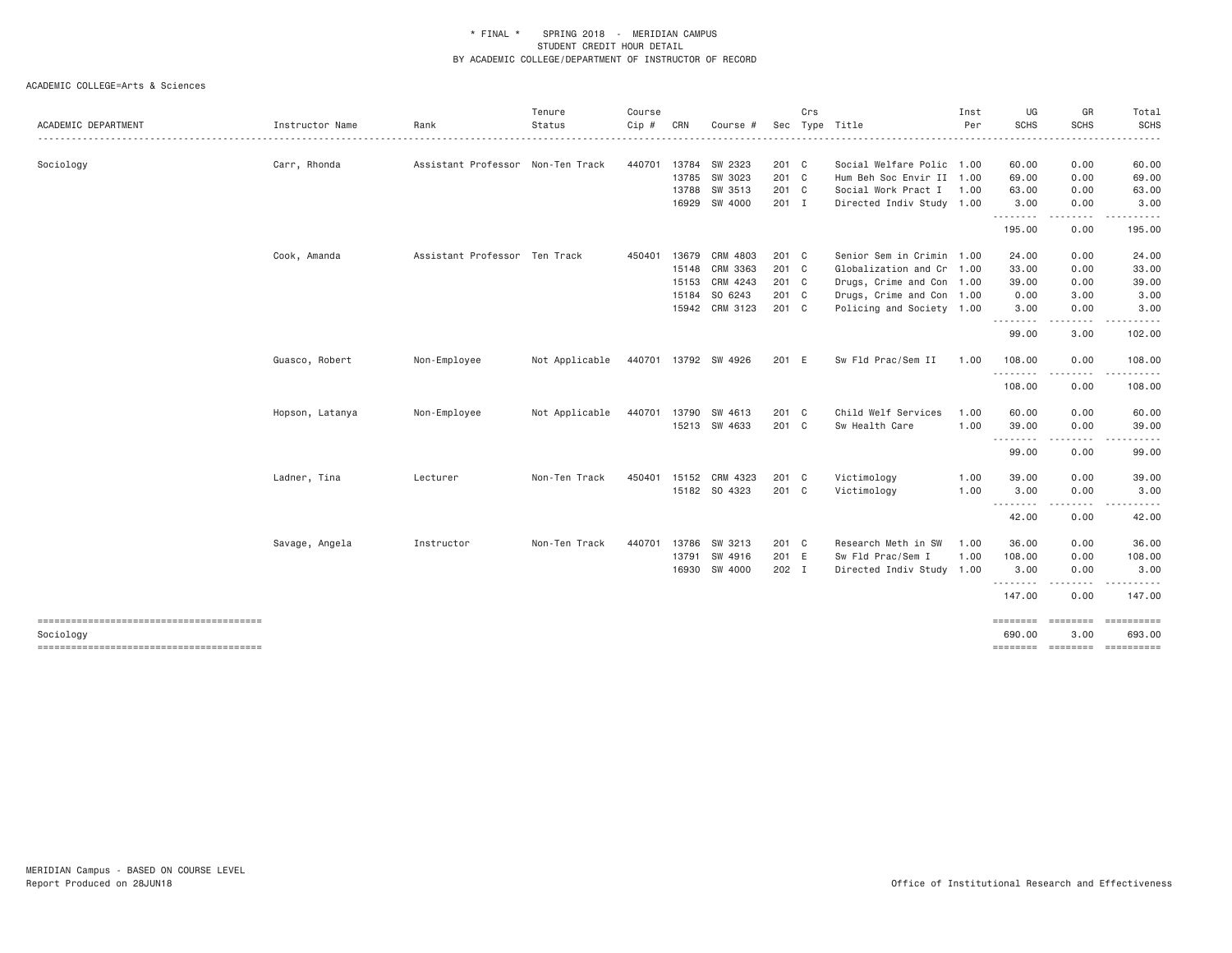\* FINAL \*   SPRING 2018 - MERIDIAN CAMPUS
STUDENT CREDIT HOUR DETAIL
BY ACADEMIC COLLEGE/DEPARTMENT OF INSTRUCTOR OF RECORD

ACADEMIC COLLEGE=Arts & Sciences

| ACADEMIC DEPARTMENT | Instructor Name | Rank | Tenure Status | Course Cip # | CRN | Course # | Sec | Crs Type | Title | Inst Per | UG SCHS | GR SCHS | Total SCHS |
|---|---|---|---|---|---|---|---|---|---|---|---|---|---|
| Sociology | Carr, Rhonda | Assistant Professor | Non-Ten Track | 440701 | 13784 | SW 2323 | 201 | C | Social Welfare Polic | 1.00 | 60.00 | 0.00 | 60.00 |
| | | | | | 13785 | SW 3023 | 201 | C | Hum Beh Soc Envir II | 1.00 | 69.00 | 0.00 | 69.00 |
| | | | | | 13788 | SW 3513 | 201 | C | Social Work Pract I | 1.00 | 63.00 | 0.00 | 63.00 |
| | | | | | 16929 | SW 4000 | 201 | I | Directed Indiv Study | 1.00 | 3.00 | 0.00 | 3.00 |
| | | | | | | | | | | | 195.00 | 0.00 | 195.00 |
| | Cook, Amanda | Assistant Professor | Ten Track | 450401 | 13679 | CRM 4803 | 201 | C | Senior Sem in Crimin | 1.00 | 24.00 | 0.00 | 24.00 |
| | | | | | 15148 | CRM 3363 | 201 | C | Globalization and Cr | 1.00 | 33.00 | 0.00 | 33.00 |
| | | | | | 15153 | CRM 4243 | 201 | C | Drugs, Crime and Con | 1.00 | 39.00 | 0.00 | 39.00 |
| | | | | | 15184 | SO 6243 | 201 | C | Drugs, Crime and Con | 1.00 | 0.00 | 3.00 | 3.00 |
| | | | | | 15942 | CRM 3123 | 201 | C | Policing and Society | 1.00 | 3.00 | 0.00 | 3.00 |
| | | | | | | | | | | | 99.00 | 3.00 | 102.00 |
| | Guasco, Robert | Non-Employee | Not Applicable | 440701 | 13792 | SW 4926 | 201 | E | Sw Fld Prac/Sem II | 1.00 | 108.00 | 0.00 | 108.00 |
| | | | | | | | | | | | 108.00 | 0.00 | 108.00 |
| | Hopson, Latanya | Non-Employee | Not Applicable | 440701 | 13790 | SW 4613 | 201 | C | Child Welf Services | 1.00 | 60.00 | 0.00 | 60.00 |
| | | | | | 15213 | SW 4633 | 201 | C | Sw Health Care | 1.00 | 39.00 | 0.00 | 39.00 |
| | | | | | | | | | | | 99.00 | 0.00 | 99.00 |
| | Ladner, Tina | Lecturer | Non-Ten Track | 450401 | 15152 | CRM 4323 | 201 | C | Victimology | 1.00 | 39.00 | 0.00 | 39.00 |
| | | | | | 15182 | SO 4323 | 201 | C | Victimology | 1.00 | 3.00 | 0.00 | 3.00 |
| | | | | | | | | | | | 42.00 | 0.00 | 42.00 |
| | Savage, Angela | Instructor | Non-Ten Track | 440701 | 13786 | SW 3213 | 201 | C | Research Meth in SW | 1.00 | 36.00 | 0.00 | 36.00 |
| | | | | | 13791 | SW 4916 | 201 | E | Sw Fld Prac/Sem I | 1.00 | 108.00 | 0.00 | 108.00 |
| | | | | | 16930 | SW 4000 | 202 | I | Directed Indiv Study | 1.00 | 3.00 | 0.00 | 3.00 |
| | | | | | | | | | | | 147.00 | 0.00 | 147.00 |
| Sociology | | | | | | | | | | | 690.00 | 3.00 | 693.00 |

MERIDIAN Campus - BASED ON COURSE LEVEL
Report Produced on 28JUN18

Office of Institutional Research and Effectiveness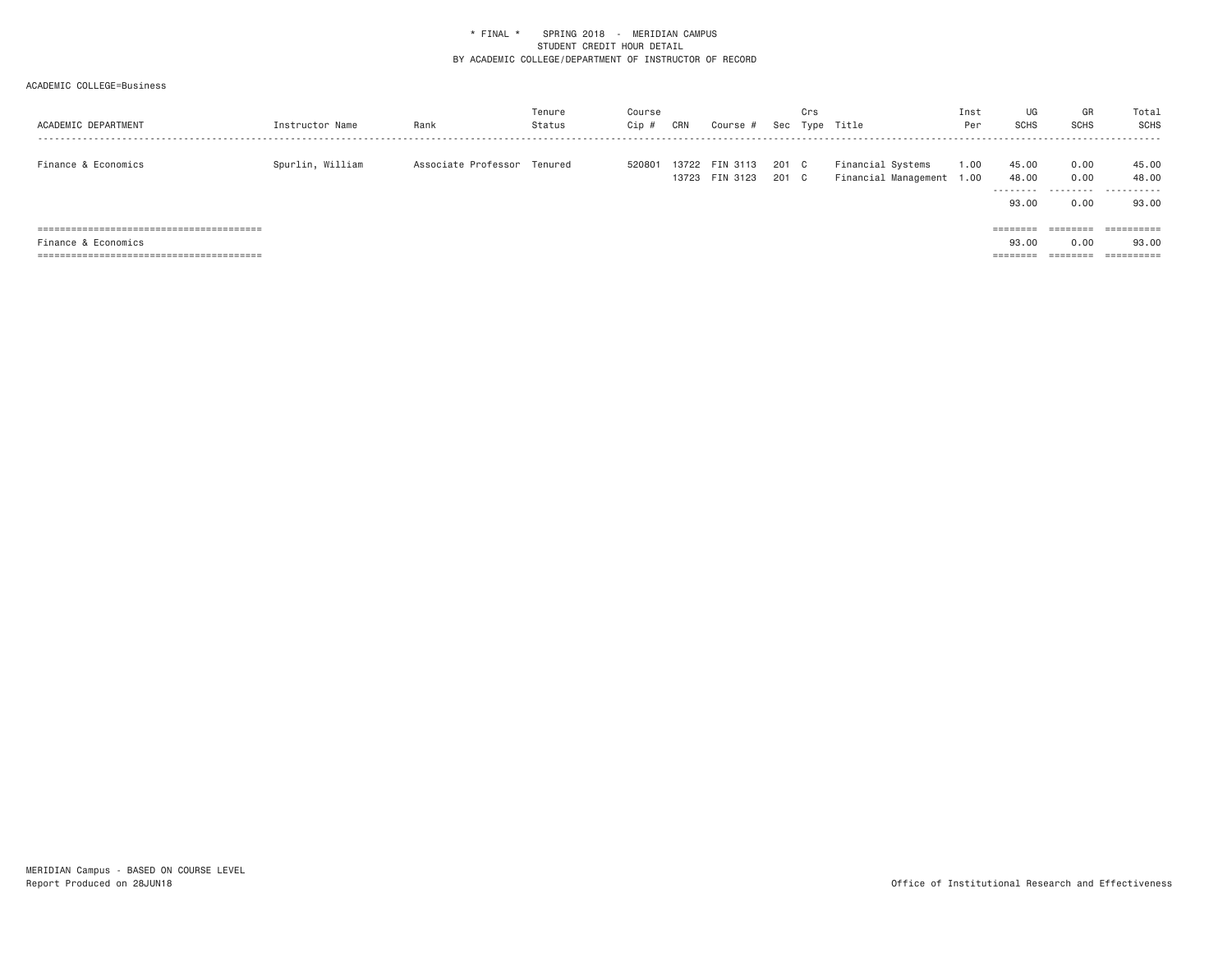\* FINAL \* SPRING 2018 - MERIDIAN CAMPUS
STUDENT CREDIT HOUR DETAIL
BY ACADEMIC COLLEGE/DEPARTMENT OF INSTRUCTOR OF RECORD

ACADEMIC COLLEGE=Business

| ACADEMIC DEPARTMENT | Instructor Name | Rank | Tenure Status | Course Cip # | CRN | Course # | Sec | Crs Type | Title | Inst Per | UG SCHS | GR SCHS | Total SCHS |
|---|---|---|---|---|---|---|---|---|---|---|---|---|---|
| Finance & Economics | Spurlin, William | Associate Professor | Tenured | 520801 | 13722 | FIN 3113 | 201 | C | Financial Systems | 1.00 | 45.00 | 0.00 | 45.00 |
| | | | | | 13723 | FIN 3123 | 201 | C | Financial Management | 1.00 | 48.00 | 0.00 | 48.00 |
| | | | | | | | | | | | 93.00 | 0.00 | 93.00 |
| Finance & Economics | | | | | | | | | | | 93.00 | 0.00 | 93.00 |

MERIDIAN Campus - BASED ON COURSE LEVEL
Report Produced on 28JUN18

Office of Institutional Research and Effectiveness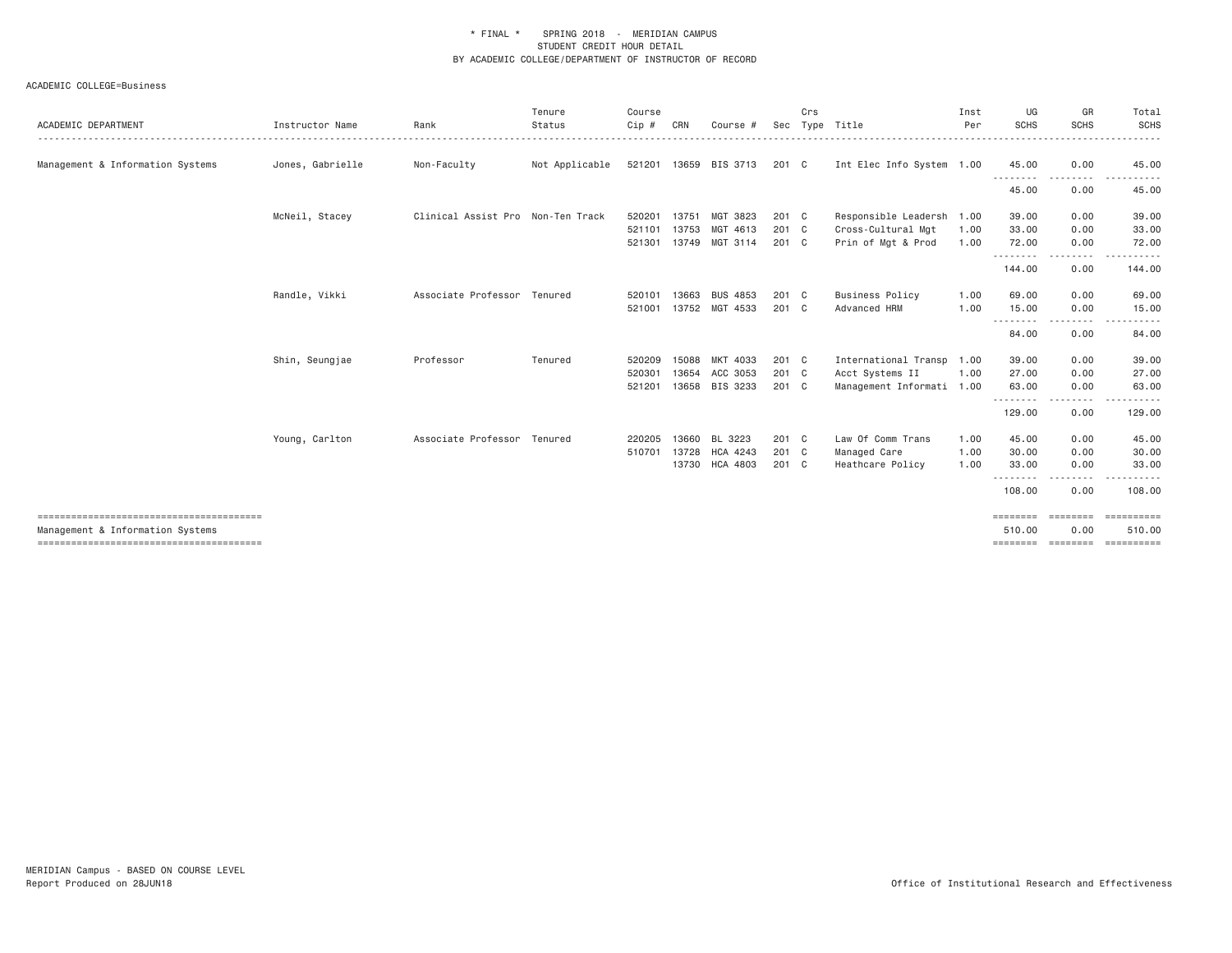\* FINAL \*    SPRING 2018  -  MERIDIAN CAMPUS
STUDENT CREDIT HOUR DETAIL
BY ACADEMIC COLLEGE/DEPARTMENT OF INSTRUCTOR OF RECORD

ACADEMIC COLLEGE=Business

| ACADEMIC DEPARTMENT | Instructor Name | Rank | Tenure Status | Course Cip # | CRN | Course # | Sec | Crs Type | Title | Inst Per | UG SCHS | GR SCHS | Total SCHS |
|---|---|---|---|---|---|---|---|---|---|---|---|---|---|
| Management & Information Systems | Jones, Gabrielle | Non-Faculty | Not Applicable | 521201 | 13659 | BIS 3713 | 201 | C | Int Elec Info System | 1.00 | 45.00 | 0.00 | 45.00 |
| | | | | | | | | | | | 45.00 | 0.00 | 45.00 |
| | McNeil, Stacey | Clinical Assist Pro | Non-Ten Track | 520201 | 13751 | MGT 3823 | 201 | C | Responsible Leadersh | 1.00 | 39.00 | 0.00 | 39.00 |
| | | | | 521101 | 13753 | MGT 4613 | 201 | C | Cross-Cultural Mgt | 1.00 | 33.00 | 0.00 | 33.00 |
| | | | | 521301 | 13749 | MGT 3114 | 201 | C | Prin of Mgt & Prod | 1.00 | 72.00 | 0.00 | 72.00 |
| | | | | | | | | | | | 144.00 | 0.00 | 144.00 |
| | Randle, Vikki | Associate Professor | Tenured | 520101 | 13663 | BUS 4853 | 201 | C | Business Policy | 1.00 | 69.00 | 0.00 | 69.00 |
| | | | | 521001 | 13752 | MGT 4533 | 201 | C | Advanced HRM | 1.00 | 15.00 | 0.00 | 15.00 |
| | | | | | | | | | | | 84.00 | 0.00 | 84.00 |
| | Shin, Seungjae | Professor | Tenured | 520209 | 15088 | MKT 4033 | 201 | C | International Transp | 1.00 | 39.00 | 0.00 | 39.00 |
| | | | | 520301 | 13654 | ACC 3053 | 201 | C | Acct Systems II | 1.00 | 27.00 | 0.00 | 27.00 |
| | | | | 521201 | 13658 | BIS 3233 | 201 | C | Management Informati | 1.00 | 63.00 | 0.00 | 63.00 |
| | | | | | | | | | | | 129.00 | 0.00 | 129.00 |
| | Young, Carlton | Associate Professor | Tenured | 220205 | 13660 | BL 3223 | 201 | C | Law Of Comm Trans | 1.00 | 45.00 | 0.00 | 45.00 |
| | | | | 510701 | 13728 | HCA 4243 | 201 | C | Managed Care | 1.00 | 30.00 | 0.00 | 30.00 |
| | | | | | 13730 | HCA 4803 | 201 | C | Heathcare Policy | 1.00 | 33.00 | 0.00 | 33.00 |
| | | | | | | | | | | | 108.00 | 0.00 | 108.00 |
| Management & Information Systems | | | | | | | | | | | 510.00 | 0.00 | 510.00 |

MERIDIAN Campus - BASED ON COURSE LEVEL
Report Produced on 28JUN18

Office of Institutional Research and Effectiveness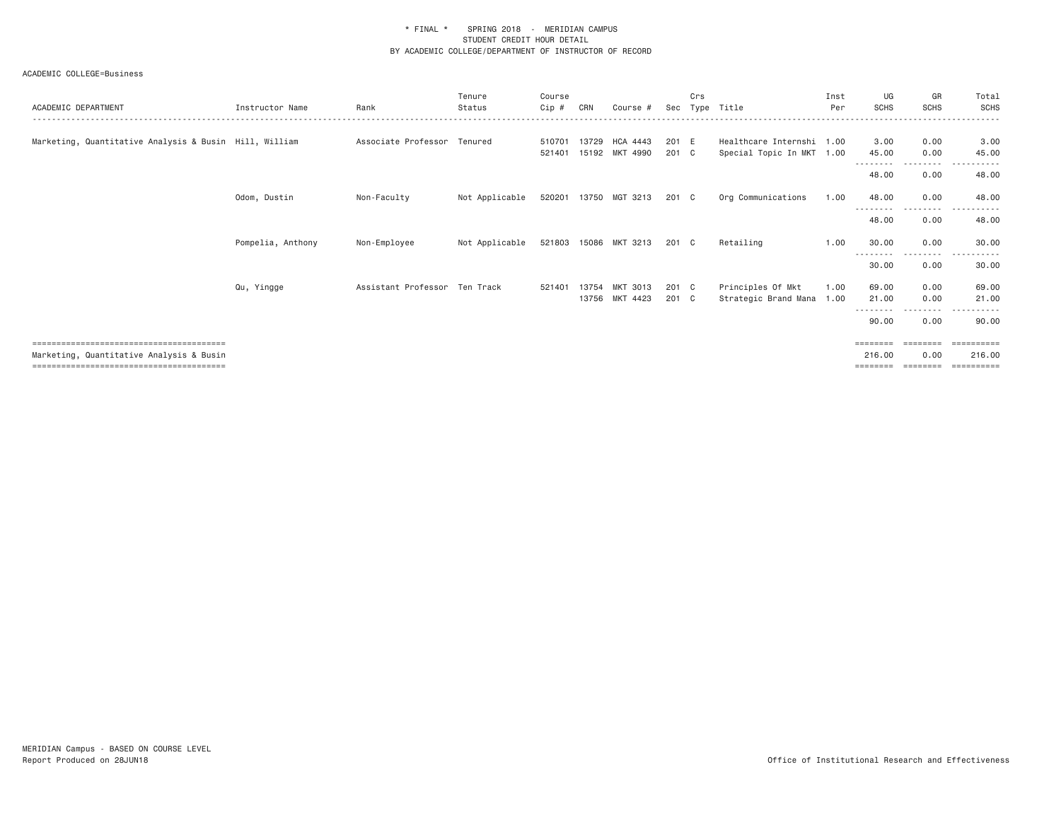\* FINAL \*    SPRING 2018 - MERIDIAN CAMPUS
STUDENT CREDIT HOUR DETAIL
BY ACADEMIC COLLEGE/DEPARTMENT OF INSTRUCTOR OF RECORD

ACADEMIC COLLEGE=Business

| ACADEMIC DEPARTMENT | Instructor Name | Rank | Tenure Status | Course Cip # | CRN | Course # | Sec | Crs Type | Title | Inst Per | UG SCHS | GR SCHS | Total SCHS |
|---|---|---|---|---|---|---|---|---|---|---|---|---|---|
| Marketing, Quantitative Analysis & Busin | Hill, William | Associate Professor | Tenured | 510701 | 13729 | HCA 4443 | 201 | E | Healthcare Internshi | 1.00 | 3.00 | 0.00 | 3.00 |
| | | | | 521401 | 15192 | MKT 4990 | 201 | C | Special Topic In MKT | 1.00 | 45.00 | 0.00 | 45.00 |
| | | | | | | | | | | | 48.00 | 0.00 | 48.00 |
| | Odom, Dustin | Non-Faculty | Not Applicable | 520201 | 13750 | MGT 3213 | 201 | C | Org Communications | 1.00 | 48.00 | 0.00 | 48.00 |
| | | | | | | | | | | | 48.00 | 0.00 | 48.00 |
| | Pompelia, Anthony | Non-Employee | Not Applicable | 521803 | 15086 | MKT 3213 | 201 | C | Retailing | 1.00 | 30.00 | 0.00 | 30.00 |
| | | | | | | | | | | | 30.00 | 0.00 | 30.00 |
| | Qu, Yingge | Assistant Professor | Ten Track | 521401 | 13754 | MKT 3013 | 201 | C | Principles Of Mkt | 1.00 | 69.00 | 0.00 | 69.00 |
| | | | | | 13756 | MKT 4423 | 201 | C | Strategic Brand Mana | 1.00 | 21.00 | 0.00 | 21.00 |
| | | | | | | | | | | | 90.00 | 0.00 | 90.00 |
| Marketing, Quantitative Analysis & Busin | | | | | | | | | | | 216.00 | 0.00 | 216.00 |

MERIDIAN Campus - BASED ON COURSE LEVEL
Report Produced on 28JUN18

Office of Institutional Research and Effectiveness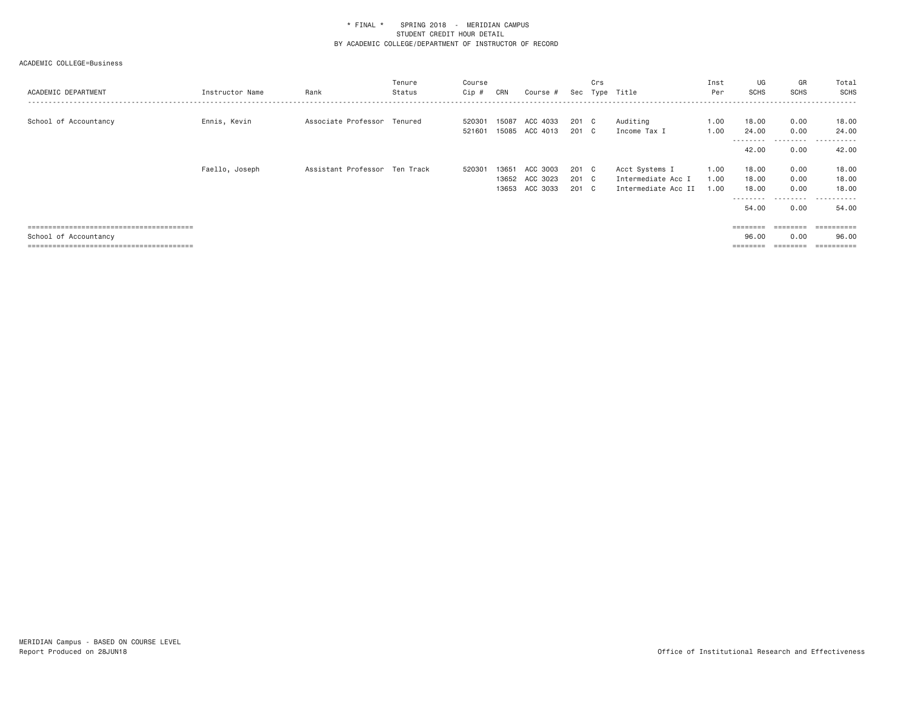\* FINAL \*    SPRING 2018  -  MERIDIAN CAMPUS
STUDENT CREDIT HOUR DETAIL
BY ACADEMIC COLLEGE/DEPARTMENT OF INSTRUCTOR OF RECORD

ACADEMIC COLLEGE=Business

| ACADEMIC DEPARTMENT | Instructor Name | Rank | Tenure Status | Course Cip # | CRN | Course # | Sec | Crs Type | Title | Inst Per | UG SCHS | GR SCHS | Total SCHS |
|---|---|---|---|---|---|---|---|---|---|---|---|---|---|
| School of Accountancy | Ennis, Kevin | Associate Professor | Tenured | 520301 | 15087 | ACC 4033 | 201 | C | Auditing | 1.00 | 18.00 | 0.00 | 18.00 |
| | | | | 521601 | 15085 | ACC 4013 | 201 | C | Income Tax I | 1.00 | 24.00 | 0.00 | 24.00 |
| | | | | | | | | | | | 42.00 | 0.00 | 42.00 |
| | Faello, Joseph | Assistant Professor | Ten Track | 520301 | 13651 | ACC 3003 | 201 | C | Acct Systems I | 1.00 | 18.00 | 0.00 | 18.00 |
| | | | | | 13652 | ACC 3023 | 201 | C | Intermediate Acc I | 1.00 | 18.00 | 0.00 | 18.00 |
| | | | | | 13653 | ACC 3033 | 201 | C | Intermediate Acc II | 1.00 | 18.00 | 0.00 | 18.00 |
| | | | | | | | | | | | 54.00 | 0.00 | 54.00 |
| School of Accountancy | | | | | | | | | | | 96.00 | 0.00 | 96.00 |

MERIDIAN Campus - BASED ON COURSE LEVEL
Report Produced on 28JUN18

Office of Institutional Research and Effectiveness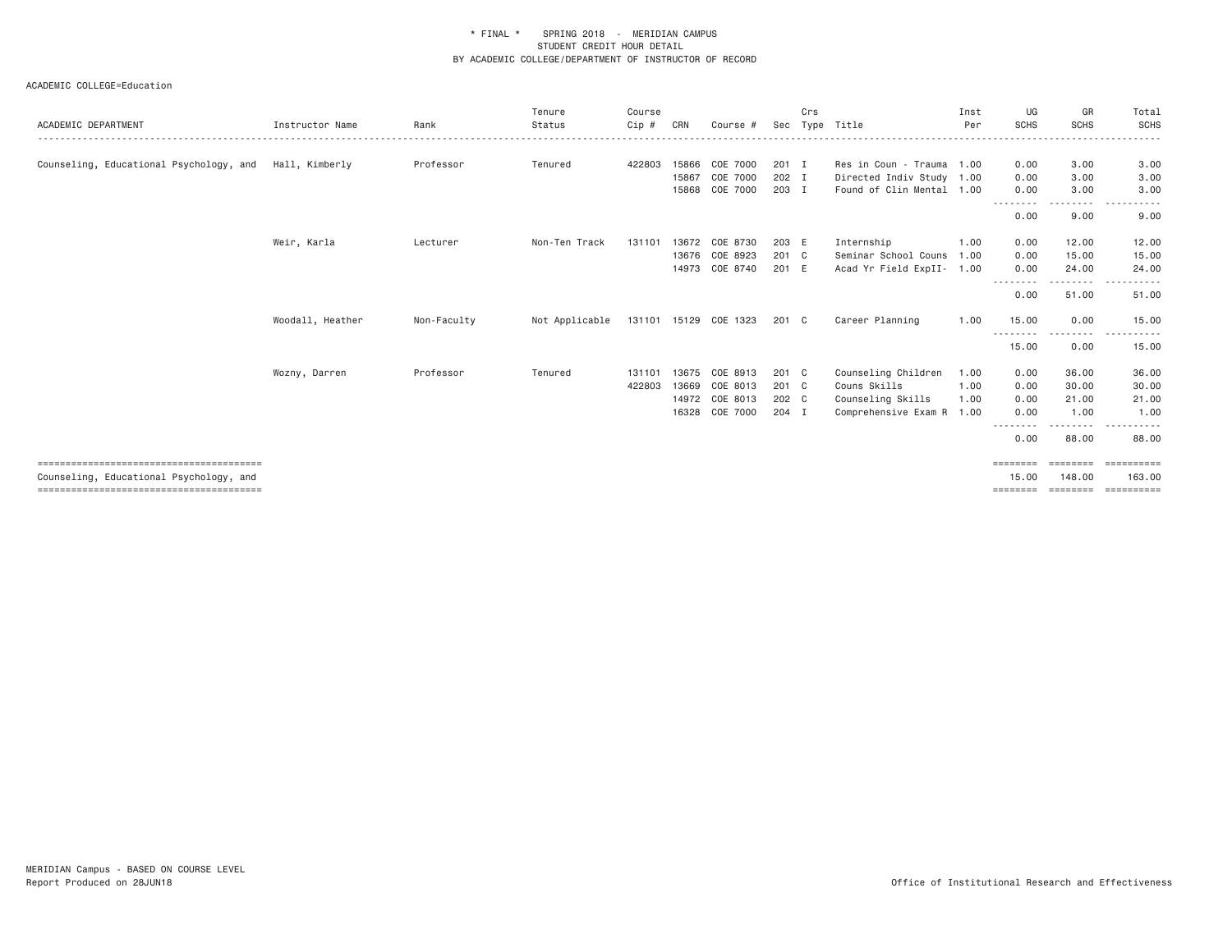\* FINAL \* SPRING 2018 - MERIDIAN CAMPUS
STUDENT CREDIT HOUR DETAIL
BY ACADEMIC COLLEGE/DEPARTMENT OF INSTRUCTOR OF RECORD

ACADEMIC COLLEGE=Education

| ACADEMIC DEPARTMENT | Instructor Name | Rank | Tenure Status | Course Cip # | CRN | Course # | Sec | Crs Type | Title | Inst Per | UG SCHS | GR SCHS | Total SCHS |
|---|---|---|---|---|---|---|---|---|---|---|---|---|---|
| Counseling, Educational Psychology, and | Hall, Kimberly | Professor | Tenured | 422803 | 15866 | COE 7000 | 201 | I | Res in Coun - Trauma | 1.00 | 0.00 | 3.00 | 3.00 |
| | | | | | 15867 | COE 7000 | 202 | I | Directed Indiv Study | 1.00 | 0.00 | 3.00 | 3.00 |
| | | | | | 15868 | COE 7000 | 203 | I | Found of Clin Mental | 1.00 | 0.00 | 3.00 | 3.00 |
| | | | | | | | | | | | 0.00 | 9.00 | 9.00 |
| | Weir, Karla | Lecturer | Non-Ten Track | 131101 | 13672 | COE 8730 | 203 | E | Internship | 1.00 | 0.00 | 12.00 | 12.00 |
| | | | | | 13676 | COE 8923 | 201 | C | Seminar School Couns | 1.00 | 0.00 | 15.00 | 15.00 |
| | | | | | 14973 | COE 8740 | 201 | E | Acad Yr Field ExpII- | 1.00 | 0.00 | 24.00 | 24.00 |
| | | | | | | | | | | | 0.00 | 51.00 | 51.00 |
| | Woodall, Heather | Non-Faculty | Not Applicable | 131101 | 15129 | COE 1323 | 201 | C | Career Planning | 1.00 | 15.00 | 0.00 | 15.00 |
| | | | | | | | | | | | 15.00 | 0.00 | 15.00 |
| | Wozny, Darren | Professor | Tenured | 131101 | 13675 | COE 8913 | 201 | C | Counseling Children | 1.00 | 0.00 | 36.00 | 36.00 |
| | | | | 422803 | 13669 | COE 8013 | 201 | C | Couns Skills | 1.00 | 0.00 | 30.00 | 30.00 |
| | | | | | 14972 | COE 8013 | 202 | C | Counseling Skills | 1.00 | 0.00 | 21.00 | 21.00 |
| | | | | | 16328 | COE 7000 | 204 | I | Comprehensive Exam R | 1.00 | 0.00 | 1.00 | 1.00 |
| | | | | | | | | | | | 0.00 | 88.00 | 88.00 |
| Counseling, Educational Psychology, and | | | | | | | | | | | 15.00 | 148.00 | 163.00 |

MERIDIAN Campus - BASED ON COURSE LEVEL
Report Produced on 28JUN18

Office of Institutional Research and Effectiveness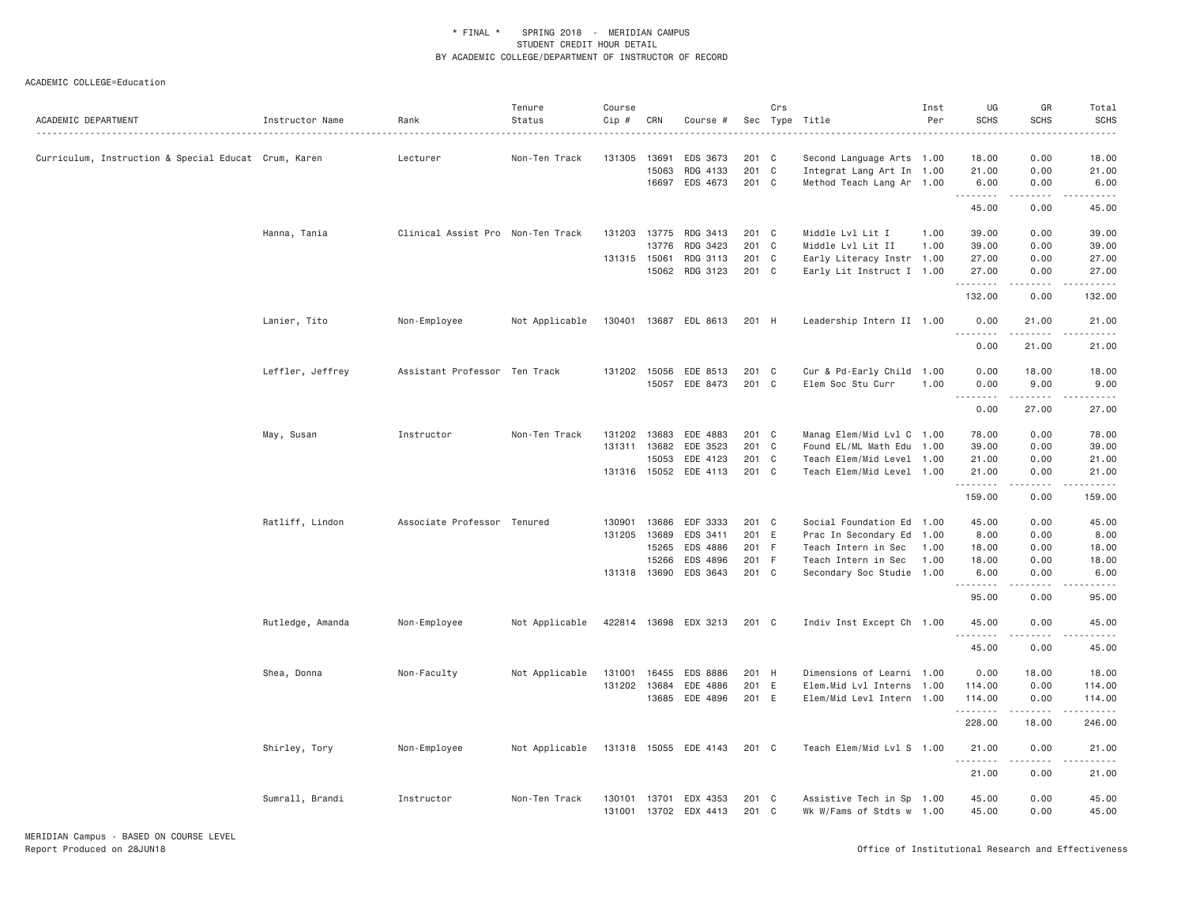\* FINAL \* SPRING 2018 - MERIDIAN CAMPUS
STUDENT CREDIT HOUR DETAIL
BY ACADEMIC COLLEGE/DEPARTMENT OF INSTRUCTOR OF RECORD

ACADEMIC COLLEGE=Education

| ACADEMIC DEPARTMENT | Instructor Name | Rank | Tenure Status | Course Cip # | CRN | Course # | Sec | Crs Type | Title | Inst Per | UG SCHS | GR SCHS | Total SCHS |
|---|---|---|---|---|---|---|---|---|---|---|---|---|---|
| Curriculum, Instruction & Special Educat | Crum, Karen | Lecturer | Non-Ten Track | 131305 | 13691 | EDS 3673 | 201 | C | Second Language Arts | 1.00 | 18.00 | 0.00 | 18.00 |
| | | | | | 15063 | RDG 4133 | 201 | C | Integrat Lang Art In | 1.00 | 21.00 | 0.00 | 21.00 |
| | | | | | 16697 | EDS 4673 | 201 | C | Method Teach Lang Ar | 1.00 | 6.00 | 0.00 | 6.00 |
| | | | | | | | | | | | 45.00 | 0.00 | 45.00 |
| | Hanna, Tania | Clinical Assist Pro | Non-Ten Track | 131203 | 13775 | RDG 3413 | 201 | C | Middle Lvl Lit I | 1.00 | 39.00 | 0.00 | 39.00 |
| | | | | | 13776 | RDG 3423 | 201 | C | Middle Lvl Lit II | 1.00 | 39.00 | 0.00 | 39.00 |
| | | | | 131315 | 15061 | RDG 3113 | 201 | C | Early Literacy Instr | 1.00 | 27.00 | 0.00 | 27.00 |
| | | | | | 15062 | RDG 3123 | 201 | C | Early Lit Instruct I | 1.00 | 27.00 | 0.00 | 27.00 |
| | | | | | | | | | | | 132.00 | 0.00 | 132.00 |
| | Lanier, Tito | Non-Employee | Not Applicable | 130401 | 13687 | EDL 8613 | 201 | H | Leadership Intern II | 1.00 | 0.00 | 21.00 | 21.00 |
| | | | | | | | | | | | 0.00 | 21.00 | 21.00 |
| | Leffler, Jeffrey | Assistant Professor | Ten Track | 131202 | 15056 | EDE 8513 | 201 | C | Cur & Pd-Early Child | 1.00 | 0.00 | 18.00 | 18.00 |
| | | | | | 15057 | EDE 8473 | 201 | C | Elem Soc Stu Curr | 1.00 | 0.00 | 9.00 | 9.00 |
| | | | | | | | | | | | 0.00 | 27.00 | 27.00 |
| | May, Susan | Instructor | Non-Ten Track | 131202 | 13683 | EDE 4883 | 201 | C | Manag Elem/Mid Lvl C | 1.00 | 78.00 | 0.00 | 78.00 |
| | | | | 131311 | 13682 | EDE 3523 | 201 | C | Found EL/ML Math Edu | 1.00 | 39.00 | 0.00 | 39.00 |
| | | | | | 15053 | EDE 4123 | 201 | C | Teach Elem/Mid Level | 1.00 | 21.00 | 0.00 | 21.00 |
| | | | | 131316 | 15052 | EDE 4113 | 201 | C | Teach Elem/Mid Level | 1.00 | 21.00 | 0.00 | 21.00 |
| | | | | | | | | | | | 159.00 | 0.00 | 159.00 |
| | Ratliff, Lindon | Associate Professor | Tenured | 130901 | 13686 | EDF 3333 | 201 | C | Social Foundation Ed | 1.00 | 45.00 | 0.00 | 45.00 |
| | | | | 131205 | 13689 | EDS 3411 | 201 | E | Prac In Secondary Ed | 1.00 | 8.00 | 0.00 | 8.00 |
| | | | | | 15265 | EDS 4886 | 201 | F | Teach Intern in Sec | 1.00 | 18.00 | 0.00 | 18.00 |
| | | | | | 15266 | EDS 4896 | 201 | F | Teach Intern in Sec | 1.00 | 18.00 | 0.00 | 18.00 |
| | | | | 131318 | 13690 | EDS 3643 | 201 | C | Secondary Soc Studie | 1.00 | 6.00 | 0.00 | 6.00 |
| | | | | | | | | | | | 95.00 | 0.00 | 95.00 |
| | Rutledge, Amanda | Non-Employee | Not Applicable | 422814 | 13698 | EDX 3213 | 201 | C | Indiv Inst Except Ch | 1.00 | 45.00 | 0.00 | 45.00 |
| | | | | | | | | | | | 45.00 | 0.00 | 45.00 |
| | Shea, Donna | Non-Faculty | Not Applicable | 131001 | 16455 | EDS 8886 | 201 | H | Dimensions of Learni | 1.00 | 0.00 | 18.00 | 18.00 |
| | | | | 131202 | 13684 | EDE 4886 | 201 | E | Elem.Mid Lvl Interns | 1.00 | 114.00 | 0.00 | 114.00 |
| | | | | | 13685 | EDE 4896 | 201 | E | Elem/Mid Levl Intern | 1.00 | 114.00 | 0.00 | 114.00 |
| | | | | | | | | | | | 228.00 | 18.00 | 246.00 |
| | Shirley, Tory | Non-Employee | Not Applicable | 131318 | 15055 | EDE 4143 | 201 | C | Teach Elem/Mid Lvl S | 1.00 | 21.00 | 0.00 | 21.00 |
| | | | | | | | | | | | 21.00 | 0.00 | 21.00 |
| | Sumrall, Brandi | Instructor | Non-Ten Track | 130101 | 13701 | EDX 4353 | 201 | C | Assistive Tech in Sp | 1.00 | 45.00 | 0.00 | 45.00 |
| | | | | 131001 | 13702 | EDX 4413 | 201 | C | Wk W/Fams of Stdts w | 1.00 | 45.00 | 0.00 | 45.00 |

MERIDIAN Campus - BASED ON COURSE LEVEL
Report Produced on 28JUN18

Office of Institutional Research and Effectiveness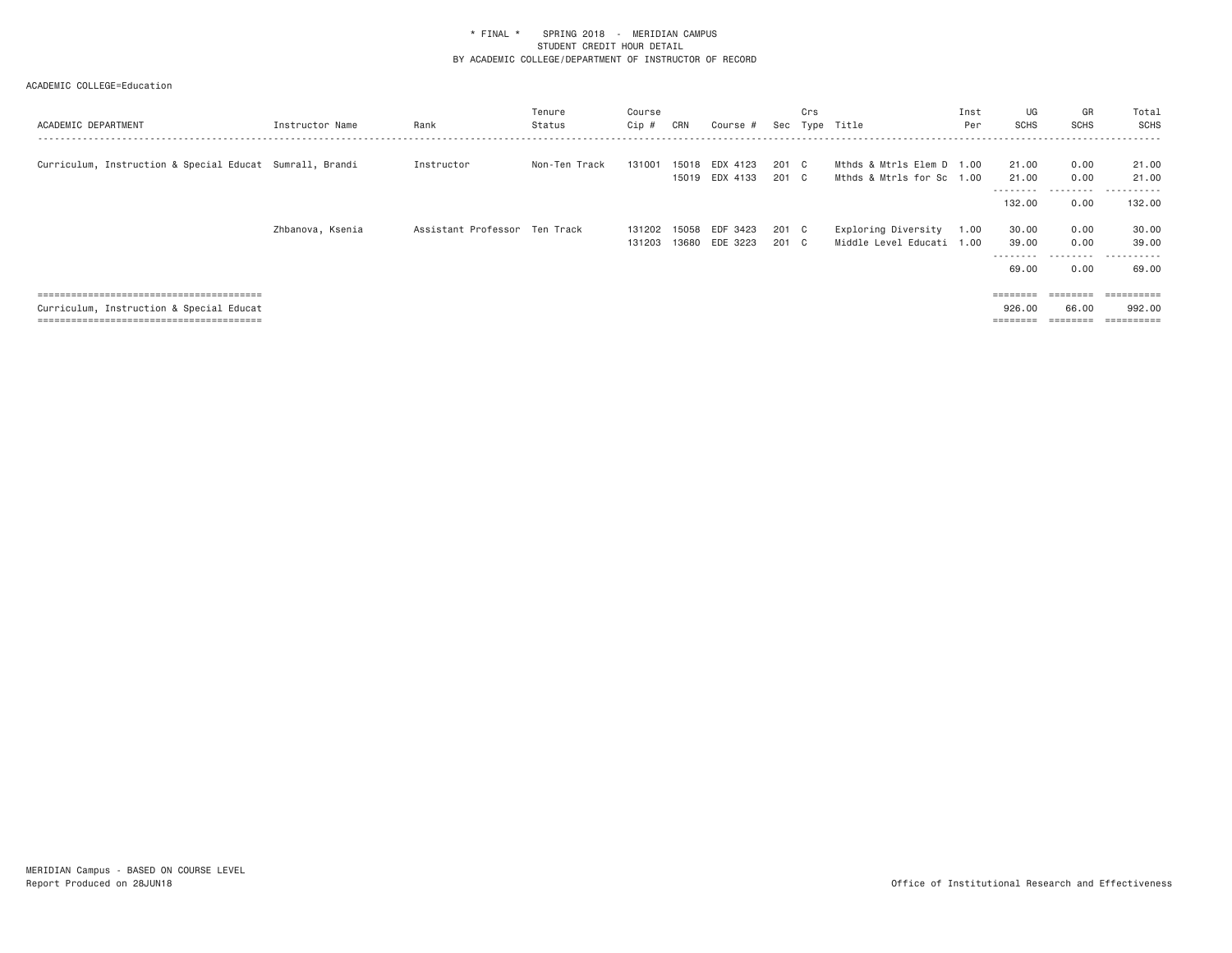\* FINAL \* SPRING 2018 - MERIDIAN CAMPUS
STUDENT CREDIT HOUR DETAIL
BY ACADEMIC COLLEGE/DEPARTMENT OF INSTRUCTOR OF RECORD

ACADEMIC COLLEGE=Education

| ACADEMIC DEPARTMENT | Instructor Name | Rank | Tenure Status | Course Cip # | CRN | Course # | Sec | Crs Type | Title | Inst Per | UG SCHS | GR SCHS | Total SCHS |
|---|---|---|---|---|---|---|---|---|---|---|---|---|---|
| Curriculum, Instruction & Special Educat | Sumrall, Brandi | Instructor | Non-Ten Track | 131001 | 15018 | EDX 4123 | 201 | C | Mthds & Mtrls Elem D | 1.00 | 21.00 | 0.00 | 21.00 |
| | | | | | 15019 | EDX 4133 | 201 | C | Mthds & Mtrls for Sc | 1.00 | 21.00 | 0.00 | 21.00 |
| | | | | | | | | | | | 132.00 | 0.00 | 132.00 |
| | Zhbanova, Ksenia | Assistant Professor | Ten Track | 131202 | 15058 | EDF 3423 | 201 | C | Exploring Diversity | 1.00 | 30.00 | 0.00 | 30.00 |
| | | | | 131203 | 13680 | EDE 3223 | 201 | C | Middle Level Educati | 1.00 | 39.00 | 0.00 | 39.00 |
| | | | | | | | | | | | 69.00 | 0.00 | 69.00 |
| Curriculum, Instruction & Special Educat | | | | | | | | | | | 926.00 | 66.00 | 992.00 |

MERIDIAN Campus - BASED ON COURSE LEVEL
Report Produced on 28JUN18

Office of Institutional Research and Effectiveness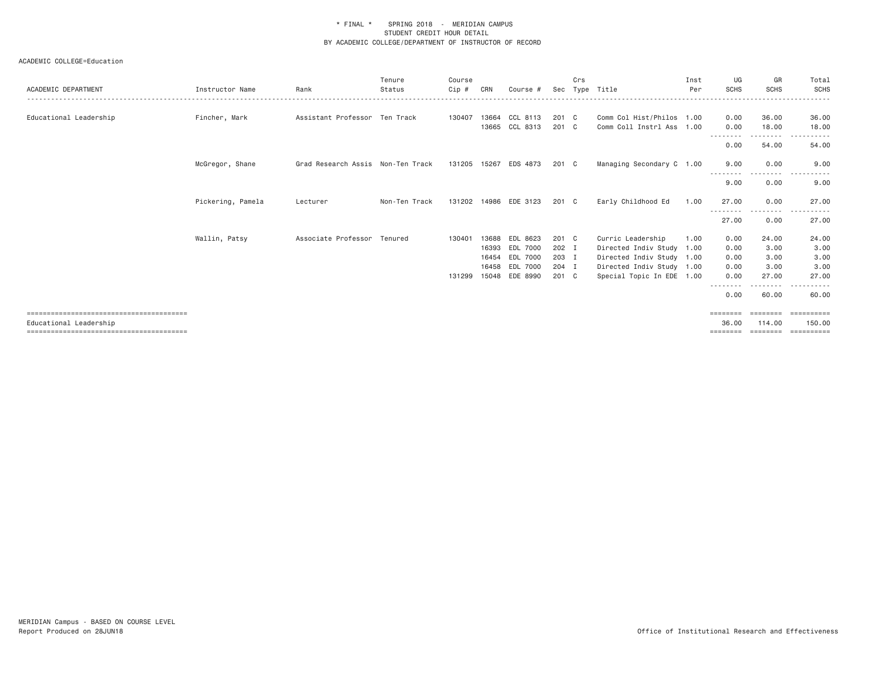\* FINAL \* SPRING 2018 - MERIDIAN CAMPUS
STUDENT CREDIT HOUR DETAIL
BY ACADEMIC COLLEGE/DEPARTMENT OF INSTRUCTOR OF RECORD

ACADEMIC COLLEGE=Education

| ACADEMIC DEPARTMENT | Instructor Name | Rank | Tenure Status | Course Cip # | CRN | Course # | Sec | Crs Type | Title | Inst Per | UG SCHS | GR SCHS | Total SCHS |
|---|---|---|---|---|---|---|---|---|---|---|---|---|---|
| Educational Leadership | Fincher, Mark | Assistant Professor | Ten Track | 130407 | 13664 | CCL 8113 | 201 | C | Comm Col Hist/Philos | 1.00 | 0.00 | 36.00 | 36.00 |
| | | | | | 13665 | CCL 8313 | 201 | C | Comm Coll Instrl Ass | 1.00 | 0.00 | 18.00 | 18.00 |
| | | | | | | | | | | | 0.00 | 54.00 | 54.00 |
| | McGregor, Shane | Grad Research Assis | Non-Ten Track | 131205 | 15267 | EDS 4873 | 201 | C | Managing Secondary C | 1.00 | 9.00 | 0.00 | 9.00 |
| | | | | | | | | | | | 9.00 | 0.00 | 9.00 |
| | Pickering, Pamela | Lecturer | Non-Ten Track | 131202 | 14986 | EDE 3123 | 201 | C | Early Childhood Ed | 1.00 | 27.00 | 0.00 | 27.00 |
| | | | | | | | | | | | 27.00 | 0.00 | 27.00 |
| | Wallin, Patsy | Associate Professor | Tenured | 130401 | 13688 | EDL 8623 | 201 | C | Curric Leadership | 1.00 | 0.00 | 24.00 | 24.00 |
| | | | | | 16393 | EDL 7000 | 202 | I | Directed Indiv Study | 1.00 | 0.00 | 3.00 | 3.00 |
| | | | | | 16454 | EDL 7000 | 203 | I | Directed Indiv Study | 1.00 | 0.00 | 3.00 | 3.00 |
| | | | | | 16458 | EDL 7000 | 204 | I | Directed Indiv Study | 1.00 | 0.00 | 3.00 | 3.00 |
| | | | | 131299 | 15048 | EDE 8990 | 201 | C | Special Topic In EDE | 1.00 | 0.00 | 27.00 | 27.00 |
| | | | | | | | | | | | 0.00 | 60.00 | 60.00 |
| Educational Leadership | | | | | | | | | | | 36.00 | 114.00 | 150.00 |

MERIDIAN Campus - BASED ON COURSE LEVEL
Report Produced on 28JUN18

Office of Institutional Research and Effectiveness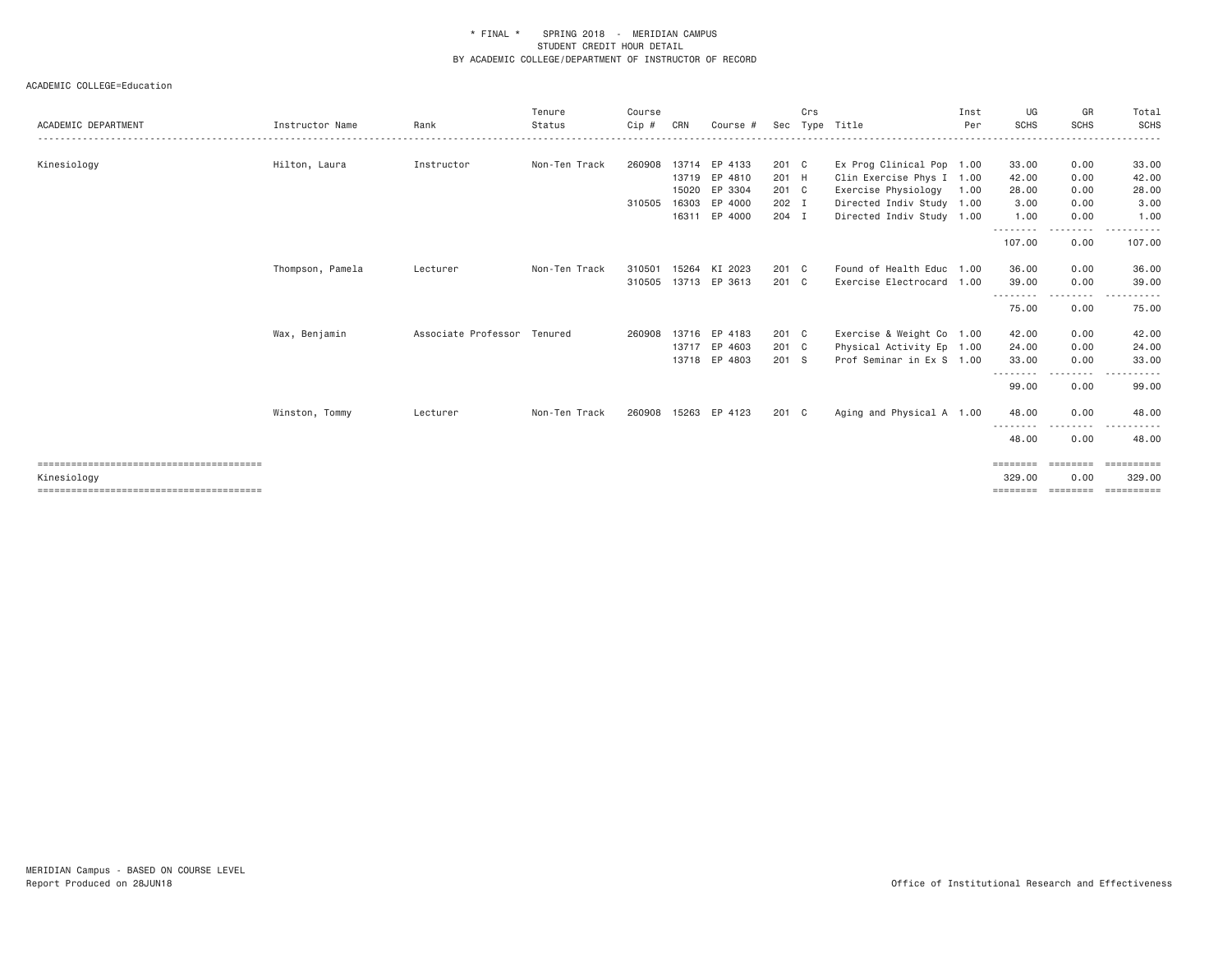* FINAL * SPRING 2018 - MERIDIAN CAMPUS
STUDENT CREDIT HOUR DETAIL
BY ACADEMIC COLLEGE/DEPARTMENT OF INSTRUCTOR OF RECORD

ACADEMIC COLLEGE=Education

| ACADEMIC DEPARTMENT | Instructor Name | Rank | Tenure Status | Course Cip # | CRN | Course # | Sec | Crs Type | Title | Inst Per | UG SCHS | GR SCHS | Total SCHS |
|---|---|---|---|---|---|---|---|---|---|---|---|---|---|
| Kinesiology | Hilton, Laura | Instructor | Non-Ten Track | 260908 | 13714 | EP 4133 | 201 | C | Ex Prog Clinical Pop | 1.00 | 33.00 | 0.00 | 33.00 |
| | | | | | 13719 | EP 4810 | 201 | H | Clin Exercise Phys I | 1.00 | 42.00 | 0.00 | 42.00 |
| | | | | | 15020 | EP 3304 | 201 | C | Exercise Physiology | 1.00 | 28.00 | 0.00 | 28.00 |
| | | | | 310505 | 16303 | EP 4000 | 202 | I | Directed Indiv Study | 1.00 | 3.00 | 0.00 | 3.00 |
| | | | | | 16311 | EP 4000 | 204 | I | Directed Indiv Study | 1.00 | 1.00 | 0.00 | 1.00 |
| | | | | | | | | | | | 107.00 | 0.00 | 107.00 |
| | Thompson, Pamela | Lecturer | Non-Ten Track | 310501 | 15264 | KI 2023 | 201 | C | Found of Health Educ | 1.00 | 36.00 | 0.00 | 36.00 |
| | | | | 310505 | 13713 | EP 3613 | 201 | C | Exercise Electrocard | 1.00 | 39.00 | 0.00 | 39.00 |
| | | | | | | | | | | | 75.00 | 0.00 | 75.00 |
| | Wax, Benjamin | Associate Professor | Tenured | 260908 | 13716 | EP 4183 | 201 | C | Exercise & Weight Co | 1.00 | 42.00 | 0.00 | 42.00 |
| | | | | | 13717 | EP 4603 | 201 | C | Physical Activity Ep | 1.00 | 24.00 | 0.00 | 24.00 |
| | | | | | 13718 | EP 4803 | 201 | S | Prof Seminar in Ex S | 1.00 | 33.00 | 0.00 | 33.00 |
| | | | | | | | | | | | 99.00 | 0.00 | 99.00 |
| | Winston, Tommy | Lecturer | Non-Ten Track | 260908 | 15263 | EP 4123 | 201 | C | Aging and Physical A | 1.00 | 48.00 | 0.00 | 48.00 |
| | | | | | | | | | | | 48.00 | 0.00 | 48.00 |
| Kinesiology | | | | | | | | | | | 329.00 | 0.00 | 329.00 |

MERIDIAN Campus - BASED ON COURSE LEVEL
Report Produced on 28JUN18
Office of Institutional Research and Effectiveness